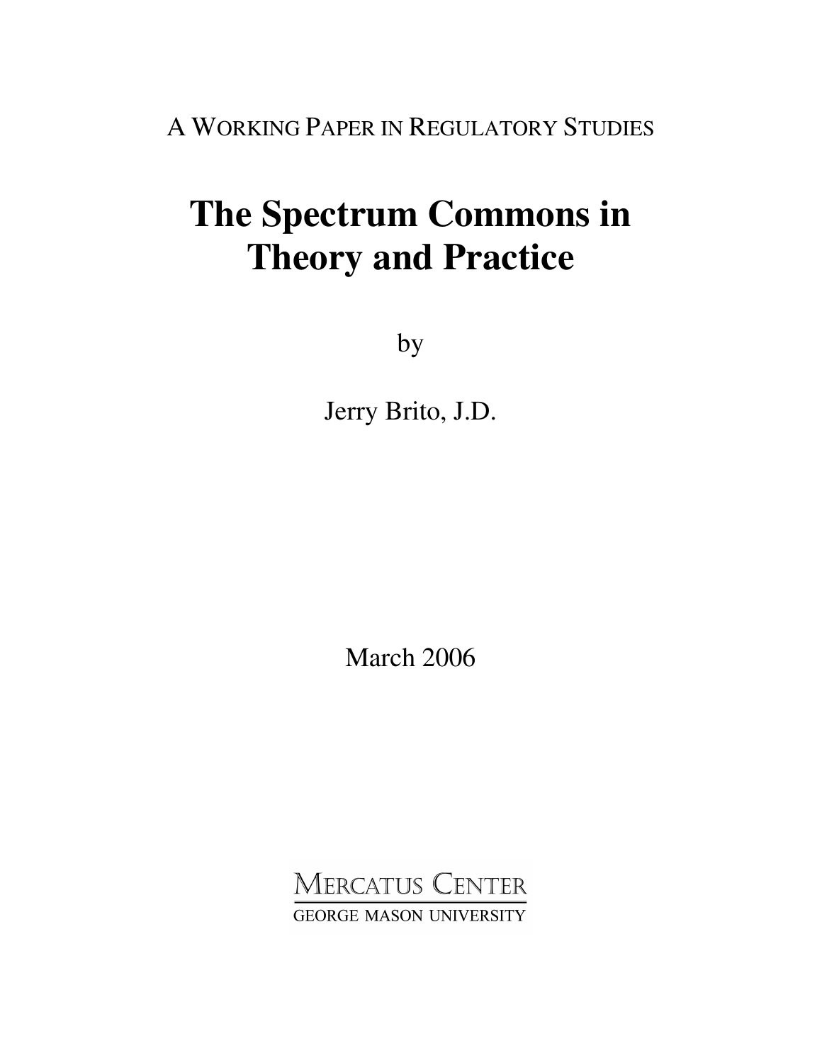A WORKING PAPER IN REGULATORY STUDIES

# The Spectrum Commons in Theory and Practice

by

Jerry Brito, J.D.

March 2006

MERCATUS CENTER
GEORGE MASON UNIVERSITY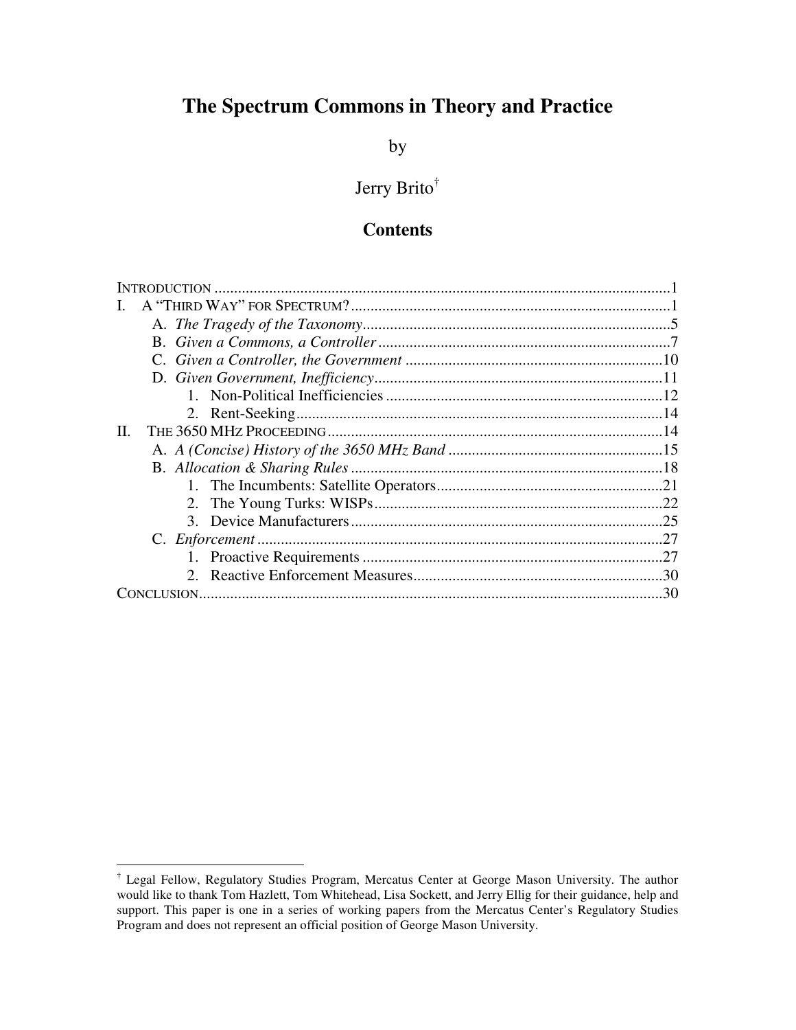# The Spectrum Commons in Theory and Practice

by

Jerry Brito[†]

## Contents

INTRODUCTION .....1
I. A "THIRD WAY" FOR SPECTRUM? .....1
  A. *The Tragedy of the Taxonomy* .....5
  B. *Given a Commons, a Controller* .....7
  C. *Given a Controller, the Government* .....10
  D. *Given Government, Inefficiency* .....11
    1. Non-Political Inefficiencies .....12
    2. Rent-Seeking .....14
II. THE 3650 MHZ PROCEEDING .....14
  A. *A (Concise) History of the 3650 MHz Band* .....15
  B. *Allocation & Sharing Rules* .....18
    1. The Incumbents: Satellite Operators .....21
    2. The Young Turks: WISPs .....22
    3. Device Manufacturers .....25
  C. *Enforcement* .....27
    1. Proactive Requirements .....27
    2. Reactive Enforcement Measures .....30
CONCLUSION .....30

---

[†] Legal Fellow, Regulatory Studies Program, Mercatus Center at George Mason University. The author would like to thank Tom Hazlett, Tom Whitehead, Lisa Sockett, and Jerry Ellig for their guidance, help and support. This paper is one in a series of working papers from the Mercatus Center's Regulatory Studies Program and does not represent an official position of George Mason University.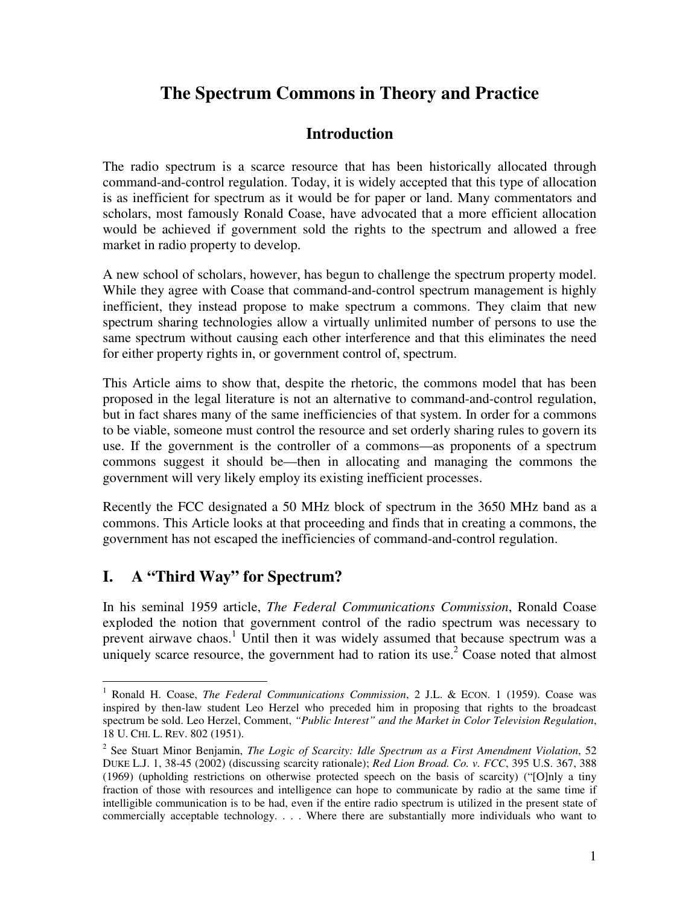# The Spectrum Commons in Theory and Practice

## Introduction

The radio spectrum is a scarce resource that has been historically allocated through command-and-control regulation. Today, it is widely accepted that this type of allocation is as inefficient for spectrum as it would be for paper or land. Many commentators and scholars, most famously Ronald Coase, have advocated that a more efficient allocation would be achieved if government sold the rights to the spectrum and allowed a free market in radio property to develop.

A new school of scholars, however, has begun to challenge the spectrum property model. While they agree with Coase that command-and-control spectrum management is highly inefficient, they instead propose to make spectrum a commons. They claim that new spectrum sharing technologies allow a virtually unlimited number of persons to use the same spectrum without causing each other interference and that this eliminates the need for either property rights in, or government control of, spectrum.

This Article aims to show that, despite the rhetoric, the commons model that has been proposed in the legal literature is not an alternative to command-and-control regulation, but in fact shares many of the same inefficiencies of that system. In order for a commons to be viable, someone must control the resource and set orderly sharing rules to govern its use. If the government is the controller of a commons—as proponents of a spectrum commons suggest it should be—then in allocating and managing the commons the government will very likely employ its existing inefficient processes.

Recently the FCC designated a 50 MHz block of spectrum in the 3650 MHz band as a commons. This Article looks at that proceeding and finds that in creating a commons, the government has not escaped the inefficiencies of command-and-control regulation.

## I. A "Third Way" for Spectrum?

In his seminal 1959 article, *The Federal Communications Commission*, Ronald Coase exploded the notion that government control of the radio spectrum was necessary to prevent airwave chaos.[1] Until then it was widely assumed that because spectrum was a uniquely scarce resource, the government had to ration its use.[2] Coase noted that almost

---

[1] Ronald H. Coase, *The Federal Communications Commission*, 2 J.L. & ECON. 1 (1959). Coase was inspired by then-law student Leo Herzel who preceded him in proposing that rights to the broadcast spectrum be sold. Leo Herzel, Comment, *"Public Interest" and the Market in Color Television Regulation*, 18 U. CHI. L. REV. 802 (1951).

[2] See Stuart Minor Benjamin, *The Logic of Scarcity: Idle Spectrum as a First Amendment Violation*, 52 DUKE L.J. 1, 38-45 (2002) (discussing scarcity rationale); *Red Lion Broad. Co. v. FCC*, 395 U.S. 367, 388 (1969) (upholding restrictions on otherwise protected speech on the basis of scarcity) ("[O]nly a tiny fraction of those with resources and intelligence can hope to communicate by radio at the same time if intelligible communication is to be had, even if the entire radio spectrum is utilized in the present state of commercially acceptable technology. . . . Where there are substantially more individuals who want to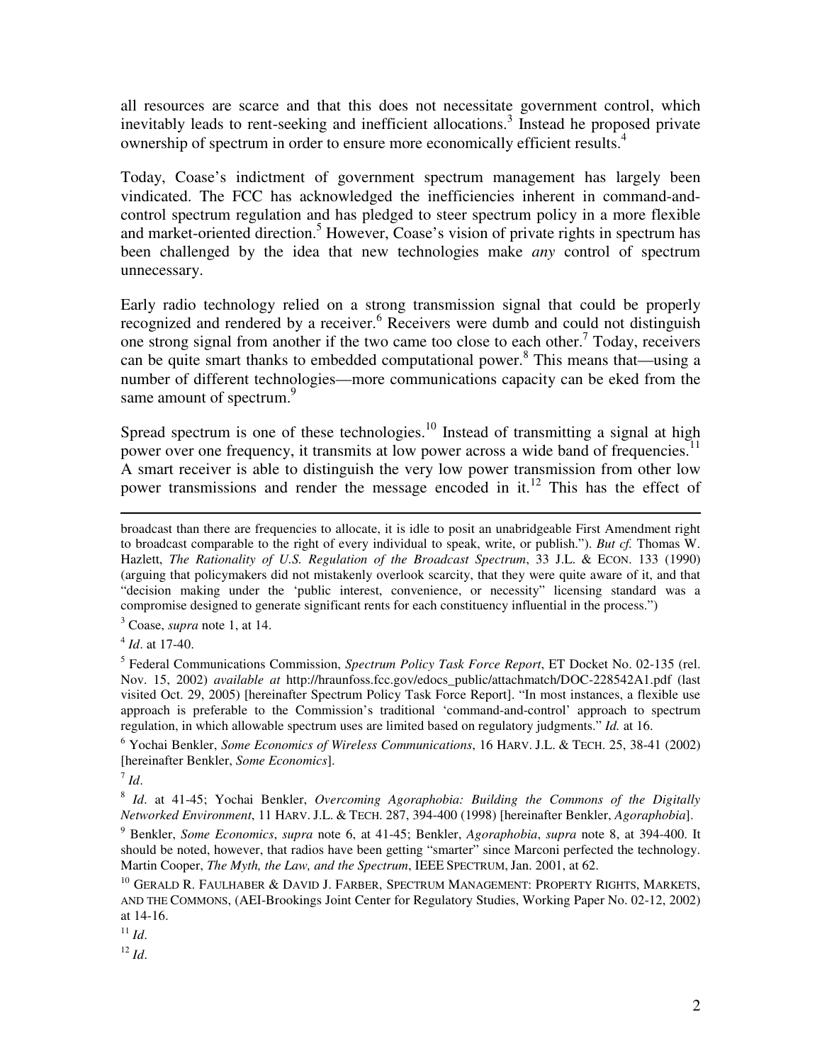all resources are scarce and that this does not necessitate government control, which inevitably leads to rent-seeking and inefficient allocations.[3] Instead he proposed private ownership of spectrum in order to ensure more economically efficient results.[4]

Today, Coase's indictment of government spectrum management has largely been vindicated. The FCC has acknowledged the inefficiencies inherent in command-and-control spectrum regulation and has pledged to steer spectrum policy in a more flexible and market-oriented direction.[5] However, Coase's vision of private rights in spectrum has been challenged by the idea that new technologies make *any* control of spectrum unnecessary.

Early radio technology relied on a strong transmission signal that could be properly recognized and rendered by a receiver.[6] Receivers were dumb and could not distinguish one strong signal from another if the two came too close to each other.[7] Today, receivers can be quite smart thanks to embedded computational power.[8] This means that—using a number of different technologies—more communications capacity can be eked from the same amount of spectrum.[9]

Spread spectrum is one of these technologies.[10] Instead of transmitting a signal at high power over one frequency, it transmits at low power across a wide band of frequencies.[11] A smart receiver is able to distinguish the very low power transmission from other low power transmissions and render the message encoded in it.[12] This has the effect of

---

broadcast than there are frequencies to allocate, it is idle to posit an unabridgeable First Amendment right to broadcast comparable to the right of every individual to speak, write, or publish."). *But cf.* Thomas W. Hazlett, *The Rationality of U.S. Regulation of the Broadcast Spectrum*, 33 J.L. & ECON. 133 (1990) (arguing that policymakers did not mistakenly overlook scarcity, that they were quite aware of it, and that "decision making under the 'public interest, convenience, or necessity' licensing standard was a compromise designed to generate significant rents for each constituency influential in the process.")

[3] Coase, *supra* note 1, at 14.

[4] *Id*. at 17-40.

[5] Federal Communications Commission, *Spectrum Policy Task Force Report*, ET Docket No. 02-135 (rel. Nov. 15, 2002) *available at* http://hraunfoss.fcc.gov/edocs_public/attachmatch/DOC-228542A1.pdf (last visited Oct. 29, 2005) [hereinafter Spectrum Policy Task Force Report]. "In most instances, a flexible use approach is preferable to the Commission's traditional 'command-and-control' approach to spectrum regulation, in which allowable spectrum uses are limited based on regulatory judgments." *Id.* at 16.

[6] Yochai Benkler, *Some Economics of Wireless Communications*, 16 HARV. J.L. & TECH. 25, 38-41 (2002) [hereinafter Benkler, *Some Economics*].

[7] *Id*.

[8] *Id*. at 41-45; Yochai Benkler, *Overcoming Agoraphobia: Building the Commons of the Digitally Networked Environment*, 11 HARV. J.L. & TECH. 287, 394-400 (1998) [hereinafter Benkler, *Agoraphobia*].

[9] Benkler, *Some Economics*, *supra* note 6, at 41-45; Benkler, *Agoraphobia*, *supra* note 8, at 394-400. It should be noted, however, that radios have been getting "smarter" since Marconi perfected the technology. Martin Cooper, *The Myth, the Law, and the Spectrum*, IEEE SPECTRUM, Jan. 2001, at 62.

[10] GERALD R. FAULHABER & DAVID J. FARBER, SPECTRUM MANAGEMENT: PROPERTY RIGHTS, MARKETS, AND THE COMMONS, (AEI-Brookings Joint Center for Regulatory Studies, Working Paper No. 02-12, 2002) at 14-16.

[11] *Id*.

[12] *Id*.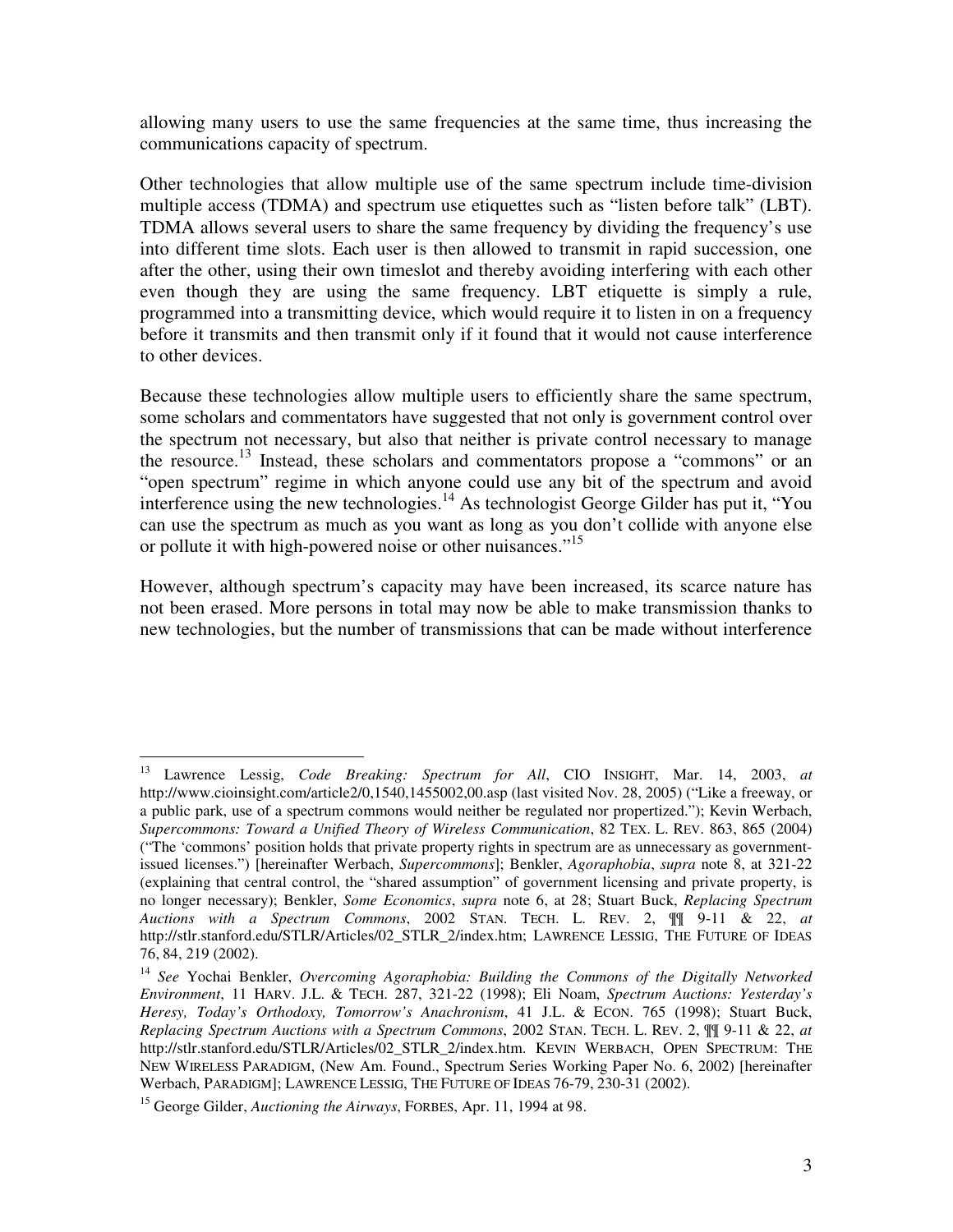allowing many users to use the same frequencies at the same time, thus increasing the communications capacity of spectrum.

Other technologies that allow multiple use of the same spectrum include time-division multiple access (TDMA) and spectrum use etiquettes such as "listen before talk" (LBT). TDMA allows several users to share the same frequency by dividing the frequency's use into different time slots. Each user is then allowed to transmit in rapid succession, one after the other, using their own timeslot and thereby avoiding interfering with each other even though they are using the same frequency. LBT etiquette is simply a rule, programmed into a transmitting device, which would require it to listen in on a frequency before it transmits and then transmit only if it found that it would not cause interference to other devices.

Because these technologies allow multiple users to efficiently share the same spectrum, some scholars and commentators have suggested that not only is government control over the spectrum not necessary, but also that neither is private control necessary to manage the resource.[13] Instead, these scholars and commentators propose a "commons" or an "open spectrum" regime in which anyone could use any bit of the spectrum and avoid interference using the new technologies.[14] As technologist George Gilder has put it, "You can use the spectrum as much as you want as long as you don't collide with anyone else or pollute it with high-powered noise or other nuisances."[15]

However, although spectrum's capacity may have been increased, its scarce nature has not been erased. More persons in total may now be able to make transmission thanks to new technologies, but the number of transmissions that can be made without interference

---

[13] Lawrence Lessig, *Code Breaking: Spectrum for All*, CIO INSIGHT, Mar. 14, 2003, *at* http://www.cioinsight.com/article2/0,1540,1455002,00.asp (last visited Nov. 28, 2005) ("Like a freeway, or a public park, use of a spectrum commons would neither be regulated nor propertized."); Kevin Werbach, *Supercommons: Toward a Unified Theory of Wireless Communication*, 82 TEX. L. REV. 863, 865 (2004) ("The 'commons' position holds that private property rights in spectrum are as unnecessary as government-issued licenses.") [hereinafter Werbach, *Supercommons*]; Benkler, *Agoraphobia*, *supra* note 8, at 321-22 (explaining that central control, the "shared assumption" of government licensing and private property, is no longer necessary); Benkler, *Some Economics*, *supra* note 6, at 28; Stuart Buck, *Replacing Spectrum Auctions with a Spectrum Commons*, 2002 STAN. TECH. L. REV. 2, ¶¶ 9-11 & 22, *at* http://stlr.stanford.edu/STLR/Articles/02_STLR_2/index.htm; LAWRENCE LESSIG, THE FUTURE OF IDEAS 76, 84, 219 (2002).

[14] *See* Yochai Benkler, *Overcoming Agoraphobia: Building the Commons of the Digitally Networked Environment*, 11 HARV. J.L. & TECH. 287, 321-22 (1998); Eli Noam, *Spectrum Auctions: Yesterday's Heresy, Today's Orthodoxy, Tomorrow's Anachronism*, 41 J.L. & ECON. 765 (1998); Stuart Buck, *Replacing Spectrum Auctions with a Spectrum Commons*, 2002 STAN. TECH. L. REV. 2, ¶¶ 9-11 & 22, *at* http://stlr.stanford.edu/STLR/Articles/02_STLR_2/index.htm. KEVIN WERBACH, OPEN SPECTRUM: THE NEW WIRELESS PARADIGM, (New Am. Found., Spectrum Series Working Paper No. 6, 2002) [hereinafter Werbach, PARADIGM]; LAWRENCE LESSIG, THE FUTURE OF IDEAS 76-79, 230-31 (2002).

[15] George Gilder, *Auctioning the Airways*, FORBES, Apr. 11, 1994 at 98.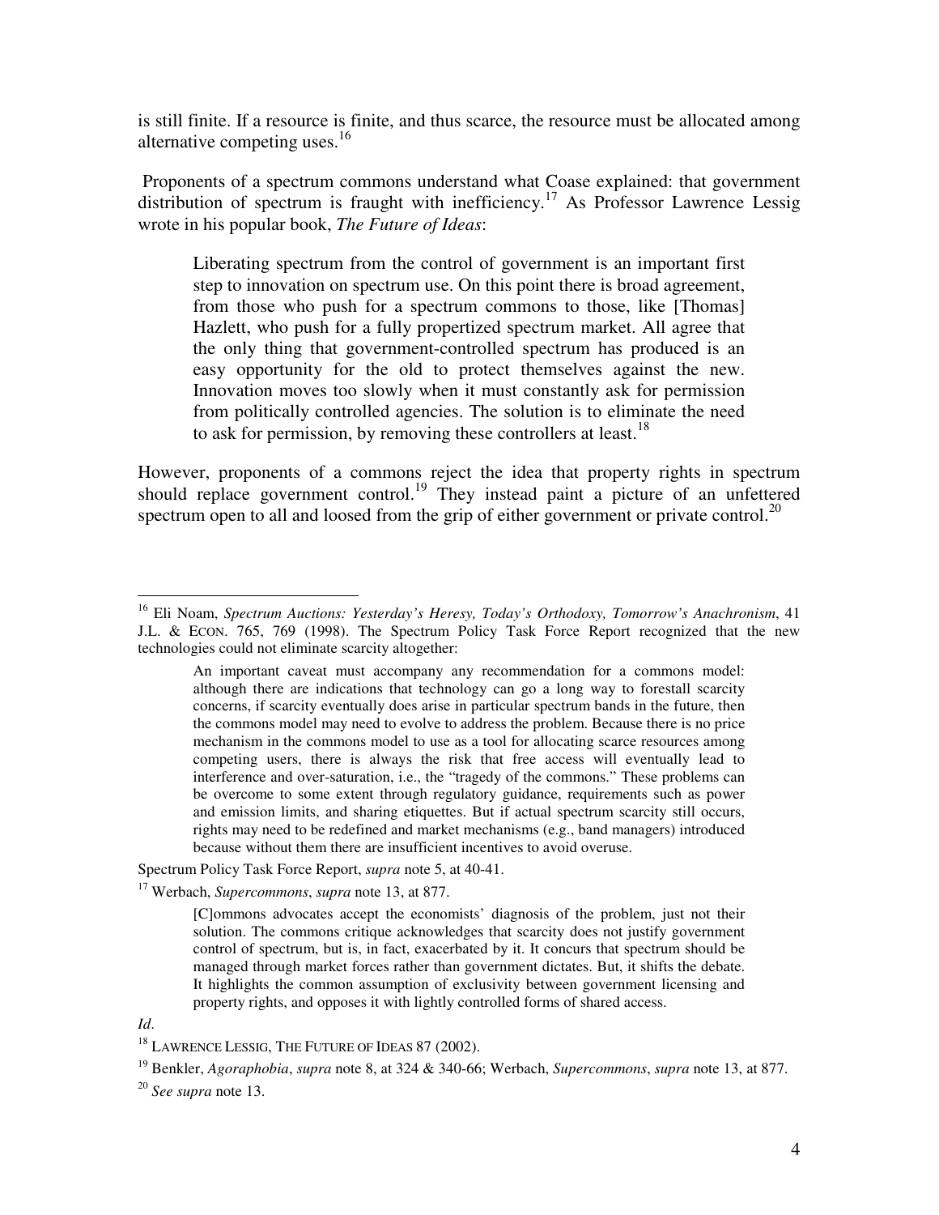is still finite. If a resource is finite, and thus scarce, the resource must be allocated among alternative competing uses.[16]

Proponents of a spectrum commons understand what Coase explained: that government distribution of spectrum is fraught with inefficiency.[17] As Professor Lawrence Lessig wrote in his popular book, *The Future of Ideas*:

> Liberating spectrum from the control of government is an important first step to innovation on spectrum use. On this point there is broad agreement, from those who push for a spectrum commons to those, like [Thomas] Hazlett, who push for a fully propertized spectrum market. All agree that the only thing that government-controlled spectrum has produced is an easy opportunity for the old to protect themselves against the new. Innovation moves too slowly when it must constantly ask for permission from politically controlled agencies. The solution is to eliminate the need to ask for permission, by removing these controllers at least.[18]

However, proponents of a commons reject the idea that property rights in spectrum should replace government control.[19] They instead paint a picture of an unfettered spectrum open to all and loosed from the grip of either government or private control.[20]

---

[16] Eli Noam, *Spectrum Auctions: Yesterday's Heresy, Today's Orthodoxy, Tomorrow's Anachronism*, 41 J.L. & ECON. 765, 769 (1998). The Spectrum Policy Task Force Report recognized that the new technologies could not eliminate scarcity altogether:

> An important caveat must accompany any recommendation for a commons model: although there are indications that technology can go a long way to forestall scarcity concerns, if scarcity eventually does arise in particular spectrum bands in the future, then the commons model may need to evolve to address the problem. Because there is no price mechanism in the commons model to use as a tool for allocating scarce resources among competing users, there is always the risk that free access will eventually lead to interference and over-saturation, i.e., the "tragedy of the commons." These problems can be overcome to some extent through regulatory guidance, requirements such as power and emission limits, and sharing etiquettes. But if actual spectrum scarcity still occurs, rights may need to be redefined and market mechanisms (e.g., band managers) introduced because without them there are insufficient incentives to avoid overuse.

Spectrum Policy Task Force Report, *supra* note 5, at 40-41.

[17] Werbach, *Supercommons*, *supra* note 13, at 877.

> [C]ommons advocates accept the economists' diagnosis of the problem, just not their solution. The commons critique acknowledges that scarcity does not justify government control of spectrum, but is, in fact, exacerbated by it. It concurs that spectrum should be managed through market forces rather than government dictates. But, it shifts the debate. It highlights the common assumption of exclusivity between government licensing and property rights, and opposes it with lightly controlled forms of shared access.

*Id*.

[18] LAWRENCE LESSIG, THE FUTURE OF IDEAS 87 (2002).

[19] Benkler, *Agoraphobia*, *supra* note 8, at 324 & 340-66; Werbach, *Supercommons*, *supra* note 13, at 877.

[20] *See supra* note 13.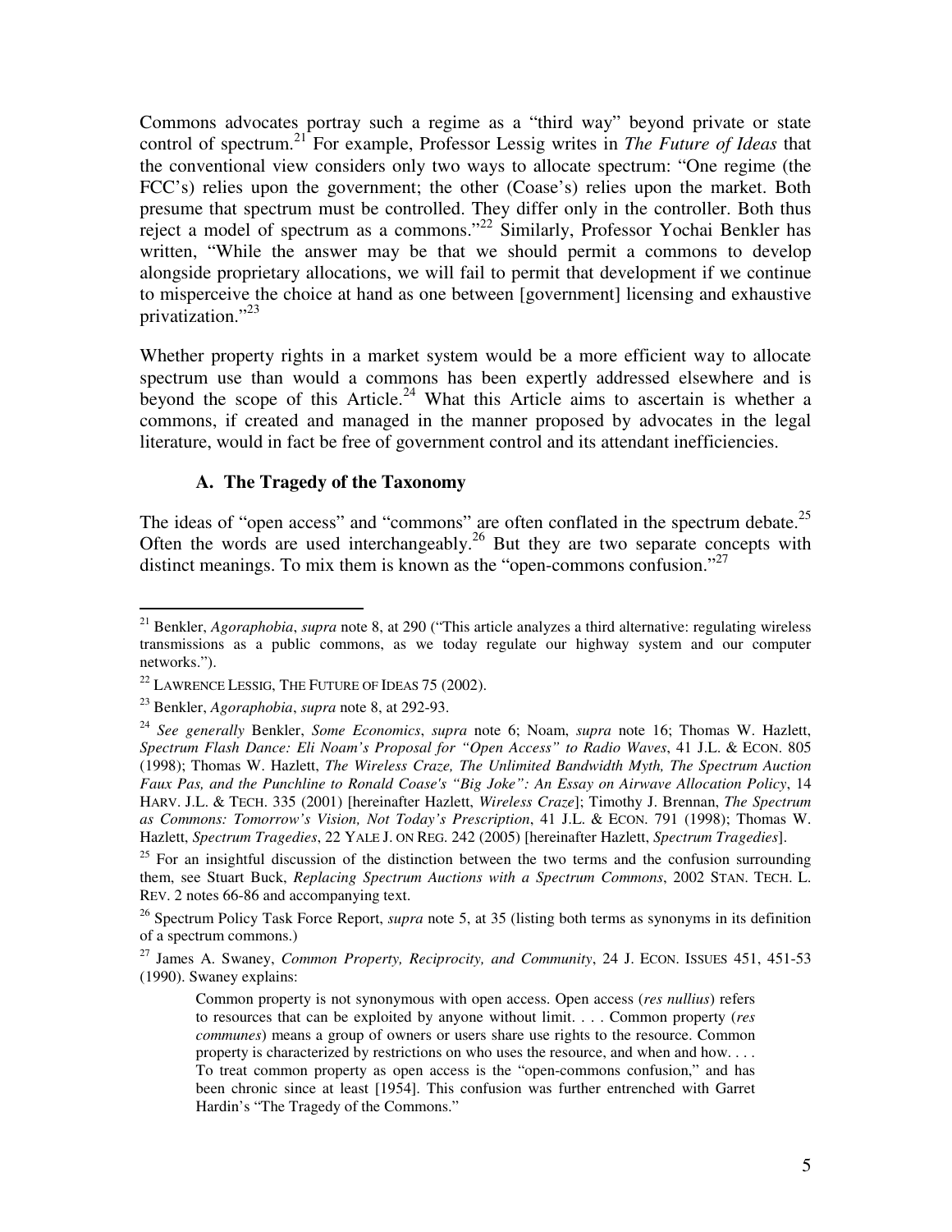Commons advocates portray such a regime as a "third way" beyond private or state control of spectrum.[21] For example, Professor Lessig writes in *The Future of Ideas* that the conventional view considers only two ways to allocate spectrum: "One regime (the FCC's) relies upon the government; the other (Coase's) relies upon the market. Both presume that spectrum must be controlled. They differ only in the controller. Both thus reject a model of spectrum as a commons."[22] Similarly, Professor Yochai Benkler has written, "While the answer may be that we should permit a commons to develop alongside proprietary allocations, we will fail to permit that development if we continue to misperceive the choice at hand as one between [government] licensing and exhaustive privatization."[23]

Whether property rights in a market system would be a more efficient way to allocate spectrum use than would a commons has been expertly addressed elsewhere and is beyond the scope of this Article.[24] What this Article aims to ascertain is whether a commons, if created and managed in the manner proposed by advocates in the legal literature, would in fact be free of government control and its attendant inefficiencies.

### A. The Tragedy of the Taxonomy

The ideas of "open access" and "commons" are often conflated in the spectrum debate.[25] Often the words are used interchangeably.[26] But they are two separate concepts with distinct meanings. To mix them is known as the "open-commons confusion."[27]

---

[21] Benkler, *Agoraphobia*, *supra* note 8, at 290 ("This article analyzes a third alternative: regulating wireless transmissions as a public commons, as we today regulate our highway system and our computer networks.").

[22] LAWRENCE LESSIG, THE FUTURE OF IDEAS 75 (2002).

[23] Benkler, *Agoraphobia*, *supra* note 8, at 292-93.

[24] *See generally* Benkler, *Some Economics*, *supra* note 6; Noam, *supra* note 16; Thomas W. Hazlett, *Spectrum Flash Dance: Eli Noam's Proposal for "Open Access" to Radio Waves*, 41 J.L. & ECON. 805 (1998); Thomas W. Hazlett, *The Wireless Craze, The Unlimited Bandwidth Myth, The Spectrum Auction Faux Pas, and the Punchline to Ronald Coase's "Big Joke": An Essay on Airwave Allocation Policy*, 14 HARV. J.L. & TECH. 335 (2001) [hereinafter Hazlett, *Wireless Craze*]; Timothy J. Brennan, *The Spectrum as Commons: Tomorrow's Vision, Not Today's Prescription*, 41 J.L. & ECON. 791 (1998); Thomas W. Hazlett, *Spectrum Tragedies*, 22 YALE J. ON REG. 242 (2005) [hereinafter Hazlett, *Spectrum Tragedies*].

[25] For an insightful discussion of the distinction between the two terms and the confusion surrounding them, see Stuart Buck, *Replacing Spectrum Auctions with a Spectrum Commons*, 2002 STAN. TECH. L. REV. 2 notes 66-86 and accompanying text.

[26] Spectrum Policy Task Force Report, *supra* note 5, at 35 (listing both terms as synonyms in its definition of a spectrum commons.)

[27] James A. Swaney, *Common Property, Reciprocity, and Community*, 24 J. ECON. ISSUES 451, 451-53 (1990). Swaney explains:

> Common property is not synonymous with open access. Open access (*res nullius*) refers to resources that can be exploited by anyone without limit. . . . Common property (*res communes*) means a group of owners or users share use rights to the resource. Common property is characterized by restrictions on who uses the resource, and when and how. . . . To treat common property as open access is the "open-commons confusion," and has been chronic since at least [1954]. This confusion was further entrenched with Garret Hardin's "The Tragedy of the Commons."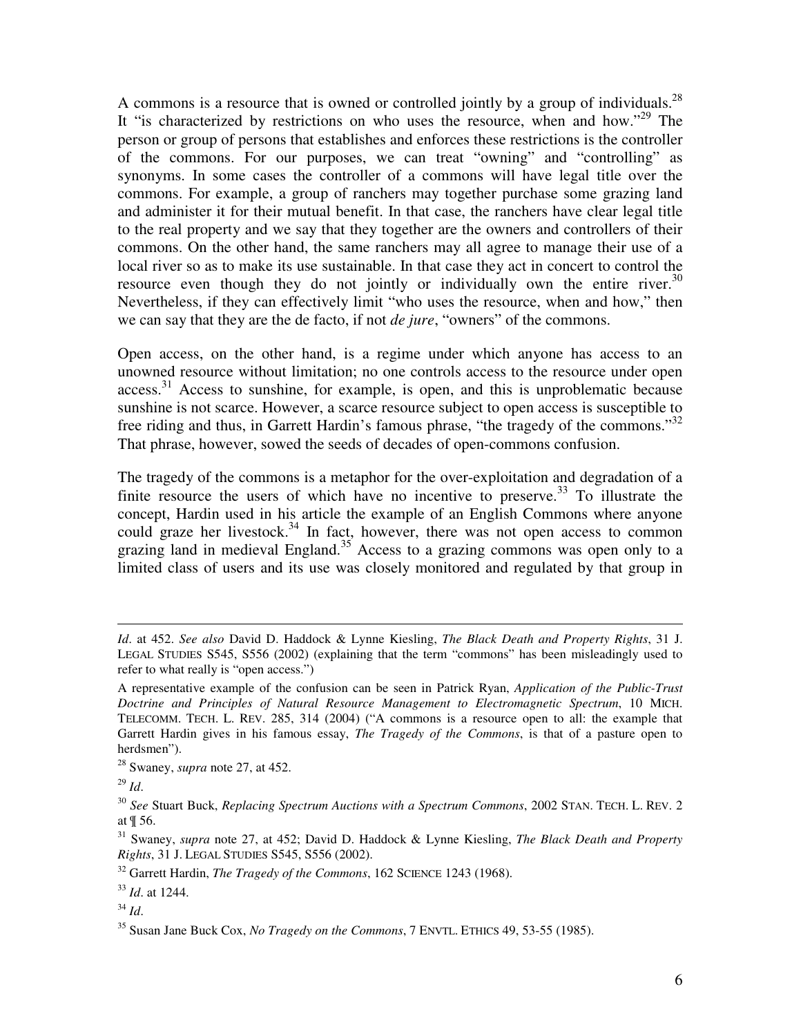A commons is a resource that is owned or controlled jointly by a group of individuals.[28] It "is characterized by restrictions on who uses the resource, when and how."[29] The person or group of persons that establishes and enforces these restrictions is the controller of the commons. For our purposes, we can treat "owning" and "controlling" as synonyms. In some cases the controller of a commons will have legal title over the commons. For example, a group of ranchers may together purchase some grazing land and administer it for their mutual benefit. In that case, the ranchers have clear legal title to the real property and we say that they together are the owners and controllers of their commons. On the other hand, the same ranchers may all agree to manage their use of a local river so as to make its use sustainable. In that case they act in concert to control the resource even though they do not jointly or individually own the entire river.[30] Nevertheless, if they can effectively limit "who uses the resource, when and how," then we can say that they are the de facto, if not *de jure*, "owners" of the commons.

Open access, on the other hand, is a regime under which anyone has access to an unowned resource without limitation; no one controls access to the resource under open access.[31] Access to sunshine, for example, is open, and this is unproblematic because sunshine is not scarce. However, a scarce resource subject to open access is susceptible to free riding and thus, in Garrett Hardin's famous phrase, "the tragedy of the commons."[32] That phrase, however, sowed the seeds of decades of open-commons confusion.

The tragedy of the commons is a metaphor for the over-exploitation and degradation of a finite resource the users of which have no incentive to preserve.[33] To illustrate the concept, Hardin used in his article the example of an English Commons where anyone could graze her livestock.[34] In fact, however, there was not open access to common grazing land in medieval England.[35] Access to a grazing commons was open only to a limited class of users and its use was closely monitored and regulated by that group in

---

*Id*. at 452. *See also* David D. Haddock & Lynne Kiesling, *The Black Death and Property Rights*, 31 J. LEGAL STUDIES S545, S556 (2002) (explaining that the term "commons" has been misleadingly used to refer to what really is "open access.")

A representative example of the confusion can be seen in Patrick Ryan, *Application of the Public-Trust Doctrine and Principles of Natural Resource Management to Electromagnetic Spectrum*, 10 MICH. TELECOMM. TECH. L. REV. 285, 314 (2004) ("A commons is a resource open to all: the example that Garrett Hardin gives in his famous essay, *The Tragedy of the Commons*, is that of a pasture open to herdsmen").

[28] Swaney, *supra* note 27, at 452.

[29] *Id*.

[30] *See* Stuart Buck, *Replacing Spectrum Auctions with a Spectrum Commons*, 2002 STAN. TECH. L. REV. 2 at ¶ 56.

[31] Swaney, *supra* note 27, at 452; David D. Haddock & Lynne Kiesling, *The Black Death and Property Rights*, 31 J. LEGAL STUDIES S545, S556 (2002).

[32] Garrett Hardin, *The Tragedy of the Commons*, 162 SCIENCE 1243 (1968).

[33] *Id*. at 1244.

[34] *Id*.

[35] Susan Jane Buck Cox, *No Tragedy on the Commons*, 7 ENVTL. ETHICS 49, 53-55 (1985).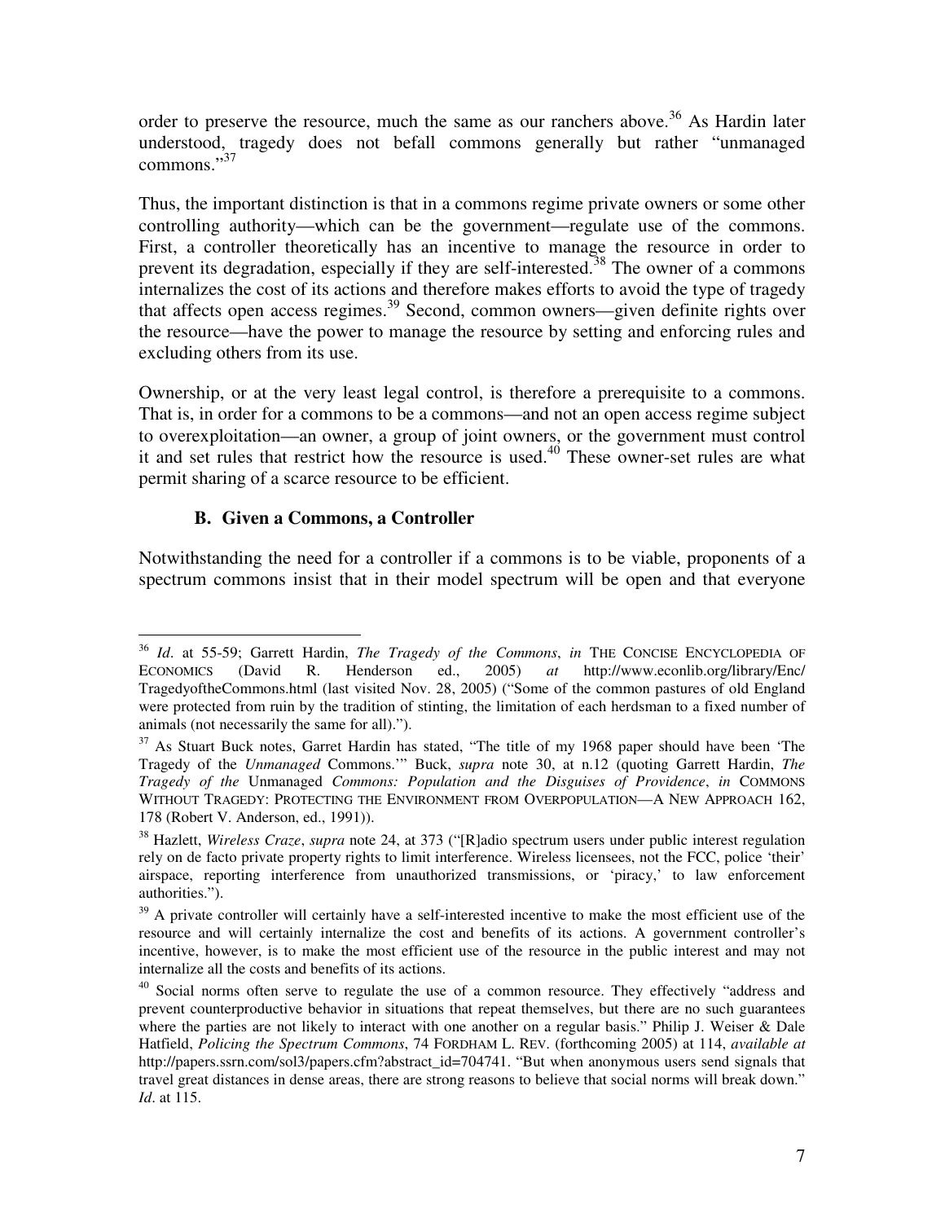order to preserve the resource, much the same as our ranchers above.[36] As Hardin later understood, tragedy does not befall commons generally but rather "unmanaged commons."[37]

Thus, the important distinction is that in a commons regime private owners or some other controlling authority—which can be the government—regulate use of the commons. First, a controller theoretically has an incentive to manage the resource in order to prevent its degradation, especially if they are self-interested.[38] The owner of a commons internalizes the cost of its actions and therefore makes efforts to avoid the type of tragedy that affects open access regimes.[39] Second, common owners—given definite rights over the resource—have the power to manage the resource by setting and enforcing rules and excluding others from its use.

Ownership, or at the very least legal control, is therefore a prerequisite to a commons. That is, in order for a commons to be a commons—and not an open access regime subject to overexploitation—an owner, a group of joint owners, or the government must control it and set rules that restrict how the resource is used.[40] These owner-set rules are what permit sharing of a scarce resource to be efficient.

### B. Given a Commons, a Controller

Notwithstanding the need for a controller if a commons is to be viable, proponents of a spectrum commons insist that in their model spectrum will be open and that everyone

---

[36] *Id*. at 55-59; Garrett Hardin, *The Tragedy of the Commons*, *in* THE CONCISE ENCYCLOPEDIA OF ECONOMICS (David R. Henderson ed., 2005) *at* http://www.econlib.org/library/Enc/TragedyoftheCommons.html (last visited Nov. 28, 2005) ("Some of the common pastures of old England were protected from ruin by the tradition of stinting, the limitation of each herdsman to a fixed number of animals (not necessarily the same for all).").

[37] As Stuart Buck notes, Garret Hardin has stated, "The title of my 1968 paper should have been 'The Tragedy of the *Unmanaged* Commons.'" Buck, *supra* note 30, at n.12 (quoting Garrett Hardin, *The Tragedy of the* Unmanaged *Commons: Population and the Disguises of Providence*, *in* COMMONS WITHOUT TRAGEDY: PROTECTING THE ENVIRONMENT FROM OVERPOPULATION—A NEW APPROACH 162, 178 (Robert V. Anderson, ed., 1991)).

[38] Hazlett, *Wireless Craze*, *supra* note 24, at 373 ("[R]adio spectrum users under public interest regulation rely on de facto private property rights to limit interference. Wireless licensees, not the FCC, police 'their' airspace, reporting interference from unauthorized transmissions, or 'piracy,' to law enforcement authorities.").

[39] A private controller will certainly have a self-interested incentive to make the most efficient use of the resource and will certainly internalize the cost and benefits of its actions. A government controller's incentive, however, is to make the most efficient use of the resource in the public interest and may not internalize all the costs and benefits of its actions.

[40] Social norms often serve to regulate the use of a common resource. They effectively "address and prevent counterproductive behavior in situations that repeat themselves, but there are no such guarantees where the parties are not likely to interact with one another on a regular basis." Philip J. Weiser & Dale Hatfield, *Policing the Spectrum Commons*, 74 FORDHAM L. REV. (forthcoming 2005) at 114, *available at* http://papers.ssrn.com/sol3/papers.cfm?abstract_id=704741. "But when anonymous users send signals that travel great distances in dense areas, there are strong reasons to believe that social norms will break down." *Id*. at 115.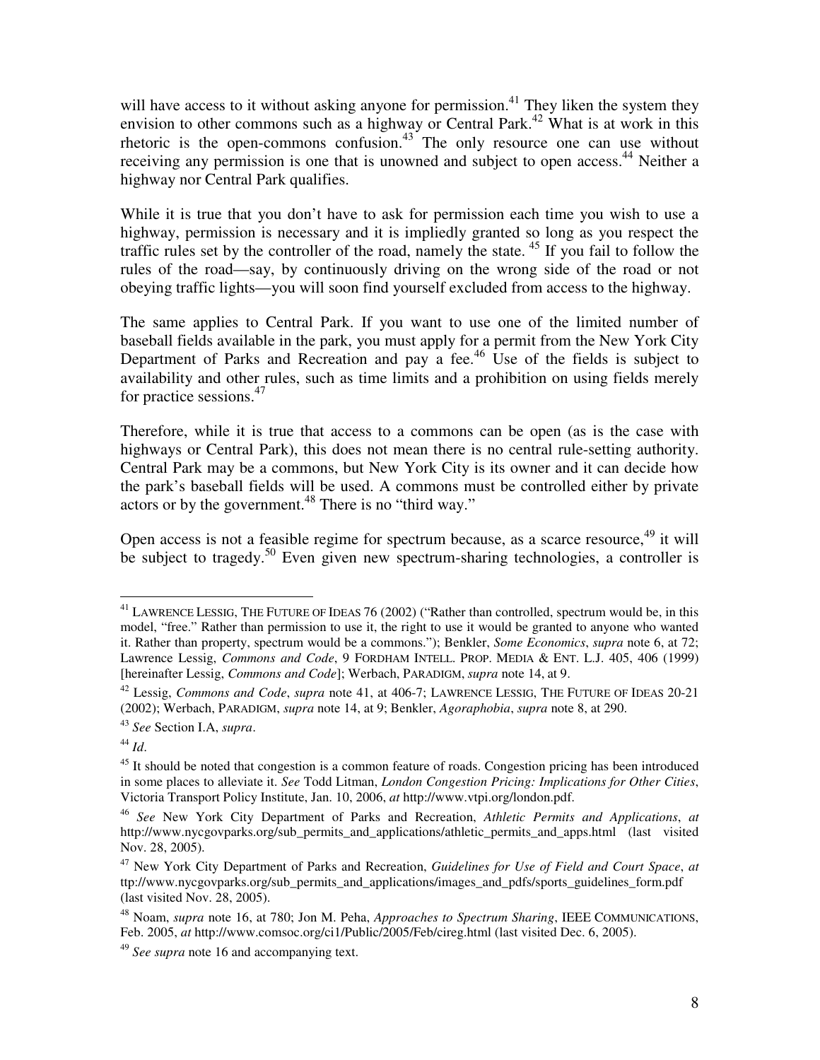will have access to it without asking anyone for permission.[41] They liken the system they envision to other commons such as a highway or Central Park.[42] What is at work in this rhetoric is the open-commons confusion.[43] The only resource one can use without receiving any permission is one that is unowned and subject to open access.[44] Neither a highway nor Central Park qualifies.

While it is true that you don't have to ask for permission each time you wish to use a highway, permission is necessary and it is impliedly granted so long as you respect the traffic rules set by the controller of the road, namely the state. [45] If you fail to follow the rules of the road—say, by continuously driving on the wrong side of the road or not obeying traffic lights—you will soon find yourself excluded from access to the highway.

The same applies to Central Park. If you want to use one of the limited number of baseball fields available in the park, you must apply for a permit from the New York City Department of Parks and Recreation and pay a fee.[46] Use of the fields is subject to availability and other rules, such as time limits and a prohibition on using fields merely for practice sessions.[47]

Therefore, while it is true that access to a commons can be open (as is the case with highways or Central Park), this does not mean there is no central rule-setting authority. Central Park may be a commons, but New York City is its owner and it can decide how the park's baseball fields will be used. A commons must be controlled either by private actors or by the government.[48] There is no "third way."

Open access is not a feasible regime for spectrum because, as a scarce resource,[49] it will be subject to tragedy.[50] Even given new spectrum-sharing technologies, a controller is

---

[41] LAWRENCE LESSIG, THE FUTURE OF IDEAS 76 (2002) ("Rather than controlled, spectrum would be, in this model, "free." Rather than permission to use it, the right to use it would be granted to anyone who wanted it. Rather than property, spectrum would be a commons."); Benkler, *Some Economics*, *supra* note 6, at 72; Lawrence Lessig, *Commons and Code*, 9 FORDHAM INTELL. PROP. MEDIA & ENT. L.J. 405, 406 (1999) [hereinafter Lessig, *Commons and Code*]; Werbach, PARADIGM, *supra* note 14, at 9.

[42] Lessig, *Commons and Code*, *supra* note 41, at 406-7; LAWRENCE LESSIG, THE FUTURE OF IDEAS 20-21 (2002); Werbach, PARADIGM, *supra* note 14, at 9; Benkler, *Agoraphobia*, *supra* note 8, at 290.

[43] *See* Section I.A, *supra*.

[44] *Id*.

[45] It should be noted that congestion is a common feature of roads. Congestion pricing has been introduced in some places to alleviate it. *See* Todd Litman, *London Congestion Pricing: Implications for Other Cities*, Victoria Transport Policy Institute, Jan. 10, 2006, *at* http://www.vtpi.org/london.pdf.

[46] *See* New York City Department of Parks and Recreation, *Athletic Permits and Applications*, *at* http://www.nycgovparks.org/sub_permits_and_applications/athletic_permits_and_apps.html (last visited Nov. 28, 2005).

[47] New York City Department of Parks and Recreation, *Guidelines for Use of Field and Court Space*, *at* ttp://www.nycgovparks.org/sub_permits_and_applications/images_and_pdfs/sports_guidelines_form.pdf (last visited Nov. 28, 2005).

[48] Noam, *supra* note 16, at 780; Jon M. Peha, *Approaches to Spectrum Sharing*, IEEE COMMUNICATIONS, Feb. 2005, *at* http://www.comsoc.org/ci1/Public/2005/Feb/cireg.html (last visited Dec. 6, 2005).

[49] *See supra* note 16 and accompanying text.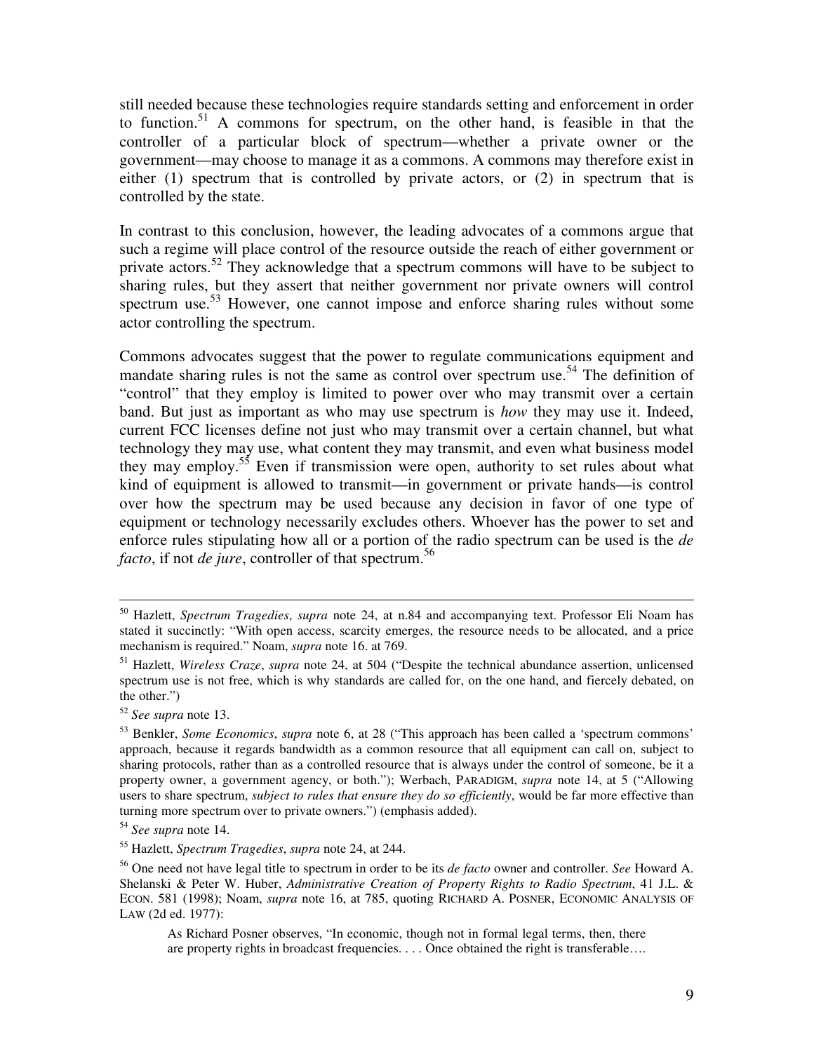still needed because these technologies require standards setting and enforcement in order to function.[51] A commons for spectrum, on the other hand, is feasible in that the controller of a particular block of spectrum—whether a private owner or the government—may choose to manage it as a commons. A commons may therefore exist in either (1) spectrum that is controlled by private actors, or (2) in spectrum that is controlled by the state.

In contrast to this conclusion, however, the leading advocates of a commons argue that such a regime will place control of the resource outside the reach of either government or private actors.[52] They acknowledge that a spectrum commons will have to be subject to sharing rules, but they assert that neither government nor private owners will control spectrum use.[53] However, one cannot impose and enforce sharing rules without some actor controlling the spectrum.

Commons advocates suggest that the power to regulate communications equipment and mandate sharing rules is not the same as control over spectrum use.[54] The definition of "control" that they employ is limited to power over who may transmit over a certain band. But just as important as who may use spectrum is *how* they may use it. Indeed, current FCC licenses define not just who may transmit over a certain channel, but what technology they may use, what content they may transmit, and even what business model they may employ.[55] Even if transmission were open, authority to set rules about what kind of equipment is allowed to transmit—in government or private hands—is control over how the spectrum may be used because any decision in favor of one type of equipment or technology necessarily excludes others. Whoever has the power to set and enforce rules stipulating how all or a portion of the radio spectrum can be used is the *de facto*, if not *de jure*, controller of that spectrum.[56]

---

[50] Hazlett, *Spectrum Tragedies*, *supra* note 24, at n.84 and accompanying text. Professor Eli Noam has stated it succinctly: "With open access, scarcity emerges, the resource needs to be allocated, and a price mechanism is required." Noam, *supra* note 16. at 769.

[51] Hazlett, *Wireless Craze*, *supra* note 24, at 504 ("Despite the technical abundance assertion, unlicensed spectrum use is not free, which is why standards are called for, on the one hand, and fiercely debated, on the other.")

[52] *See supra* note 13.

[53] Benkler, *Some Economics*, *supra* note 6, at 28 ("This approach has been called a 'spectrum commons' approach, because it regards bandwidth as a common resource that all equipment can call on, subject to sharing protocols, rather than as a controlled resource that is always under the control of someone, be it a property owner, a government agency, or both."); Werbach, PARADIGM, *supra* note 14, at 5 ("Allowing users to share spectrum, *subject to rules that ensure they do so efficiently*, would be far more effective than turning more spectrum over to private owners.") (emphasis added).

[54] *See supra* note 14.

[55] Hazlett, *Spectrum Tragedies*, *supra* note 24, at 244.

[56] One need not have legal title to spectrum in order to be its *de facto* owner and controller. *See* Howard A. Shelanski & Peter W. Huber, *Administrative Creation of Property Rights to Radio Spectrum*, 41 J.L. & ECON. 581 (1998); Noam, *supra* note 16, at 785, quoting RICHARD A. POSNER, ECONOMIC ANALYSIS OF LAW (2d ed. 1977):

> As Richard Posner observes, "In economic, though not in formal legal terms, then, there are property rights in broadcast frequencies. . . . Once obtained the right is transferable….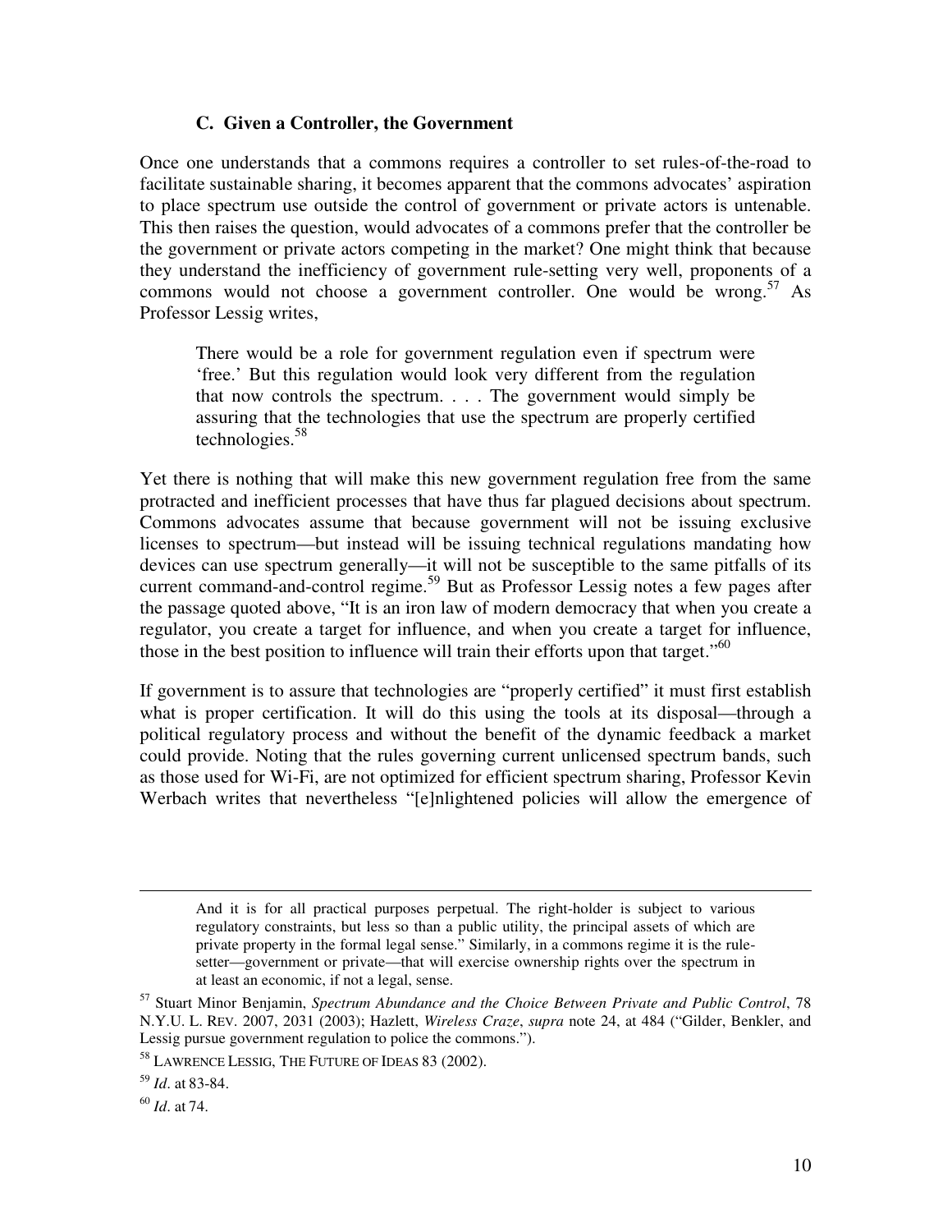### C. Given a Controller, the Government

Once one understands that a commons requires a controller to set rules-of-the-road to facilitate sustainable sharing, it becomes apparent that the commons advocates' aspiration to place spectrum use outside the control of government or private actors is untenable. This then raises the question, would advocates of a commons prefer that the controller be the government or private actors competing in the market? One might think that because they understand the inefficiency of government rule-setting very well, proponents of a commons would not choose a government controller. One would be wrong.[57] As Professor Lessig writes,

> There would be a role for government regulation even if spectrum were 'free.' But this regulation would look very different from the regulation that now controls the spectrum. . . . The government would simply be assuring that the technologies that use the spectrum are properly certified technologies.[58]

Yet there is nothing that will make this new government regulation free from the same protracted and inefficient processes that have thus far plagued decisions about spectrum. Commons advocates assume that because government will not be issuing exclusive licenses to spectrum—but instead will be issuing technical regulations mandating how devices can use spectrum generally—it will not be susceptible to the same pitfalls of its current command-and-control regime.[59] But as Professor Lessig notes a few pages after the passage quoted above, "It is an iron law of modern democracy that when you create a regulator, you create a target for influence, and when you create a target for influence, those in the best position to influence will train their efforts upon that target."[60]

If government is to assure that technologies are "properly certified" it must first establish what is proper certification. It will do this using the tools at its disposal—through a political regulatory process and without the benefit of the dynamic feedback a market could provide. Noting that the rules governing current unlicensed spectrum bands, such as those used for Wi-Fi, are not optimized for efficient spectrum sharing, Professor Kevin Werbach writes that nevertheless "[e]nlightened policies will allow the emergence of

---

And it is for all practical purposes perpetual. The right-holder is subject to various regulatory constraints, but less so than a public utility, the principal assets of which are private property in the formal legal sense." Similarly, in a commons regime it is the rule-setter—government or private—that will exercise ownership rights over the spectrum in at least an economic, if not a legal, sense.

[57] Stuart Minor Benjamin, *Spectrum Abundance and the Choice Between Private and Public Control*, 78 N.Y.U. L. REV. 2007, 2031 (2003); Hazlett, *Wireless Craze*, *supra* note 24, at 484 ("Gilder, Benkler, and Lessig pursue government regulation to police the commons.").

[58] LAWRENCE LESSIG, THE FUTURE OF IDEAS 83 (2002).

[59] *Id*. at 83-84.

[60] *Id*. at 74.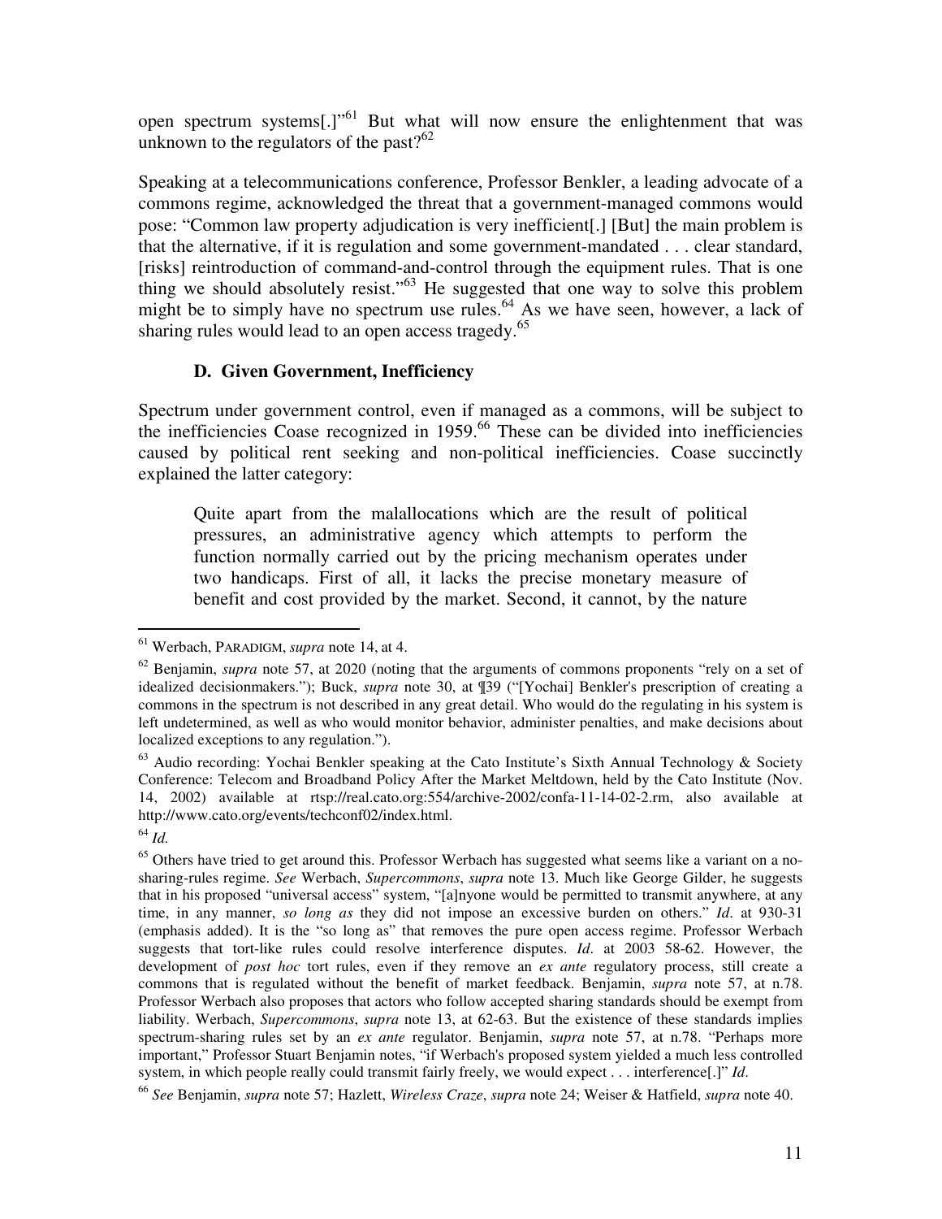open spectrum systems[.]"[61] But what will now ensure the enlightenment that was unknown to the regulators of the past?[62]

Speaking at a telecommunications conference, Professor Benkler, a leading advocate of a commons regime, acknowledged the threat that a government-managed commons would pose: "Common law property adjudication is very inefficient[.] [But] the main problem is that the alternative, if it is regulation and some government-mandated . . . clear standard, [risks] reintroduction of command-and-control through the equipment rules. That is one thing we should absolutely resist."[63] He suggested that one way to solve this problem might be to simply have no spectrum use rules.[64] As we have seen, however, a lack of sharing rules would lead to an open access tragedy.[65]

### D. Given Government, Inefficiency

Spectrum under government control, even if managed as a commons, will be subject to the inefficiencies Coase recognized in 1959.[66] These can be divided into inefficiencies caused by political rent seeking and non-political inefficiencies. Coase succinctly explained the latter category:

> Quite apart from the malallocations which are the result of political pressures, an administrative agency which attempts to perform the function normally carried out by the pricing mechanism operates under two handicaps. First of all, it lacks the precise monetary measure of benefit and cost provided by the market. Second, it cannot, by the nature

---

[61] Werbach, PARADIGM, *supra* note 14, at 4.

[62] Benjamin, *supra* note 57, at 2020 (noting that the arguments of commons proponents "rely on a set of idealized decisionmakers."); Buck, *supra* note 30, at ¶39 ("[Yochai] Benkler's prescription of creating a commons in the spectrum is not described in any great detail. Who would do the regulating in his system is left undetermined, as well as who would monitor behavior, administer penalties, and make decisions about localized exceptions to any regulation.").

[63] Audio recording: Yochai Benkler speaking at the Cato Institute's Sixth Annual Technology & Society Conference: Telecom and Broadband Policy After the Market Meltdown, held by the Cato Institute (Nov. 14, 2002) available at rtsp://real.cato.org:554/archive-2002/confa-11-14-02-2.rm, also available at http://www.cato.org/events/techconf02/index.html.

[64] *Id.*

[65] Others have tried to get around this. Professor Werbach has suggested what seems like a variant on a no-sharing-rules regime. *See* Werbach, *Supercommons*, *supra* note 13. Much like George Gilder, he suggests that in his proposed "universal access" system, "[a]nyone would be permitted to transmit anywhere, at any time, in any manner, *so long as* they did not impose an excessive burden on others." *Id*. at 930-31 (emphasis added). It is the "so long as" that removes the pure open access regime. Professor Werbach suggests that tort-like rules could resolve interference disputes. *Id*. at 2003 58-62. However, the development of *post hoc* tort rules, even if they remove an *ex ante* regulatory process, still create a commons that is regulated without the benefit of market feedback. Benjamin, *supra* note 57, at n.78. Professor Werbach also proposes that actors who follow accepted sharing standards should be exempt from liability. Werbach, *Supercommons*, *supra* note 13, at 62-63. But the existence of these standards implies spectrum-sharing rules set by an *ex ante* regulator. Benjamin, *supra* note 57, at n.78. "Perhaps more important," Professor Stuart Benjamin notes, "if Werbach's proposed system yielded a much less controlled system, in which people really could transmit fairly freely, we would expect . . . interference[.]" *Id*.

[66] *See* Benjamin, *supra* note 57; Hazlett, *Wireless Craze*, *supra* note 24; Weiser & Hatfield, *supra* note 40.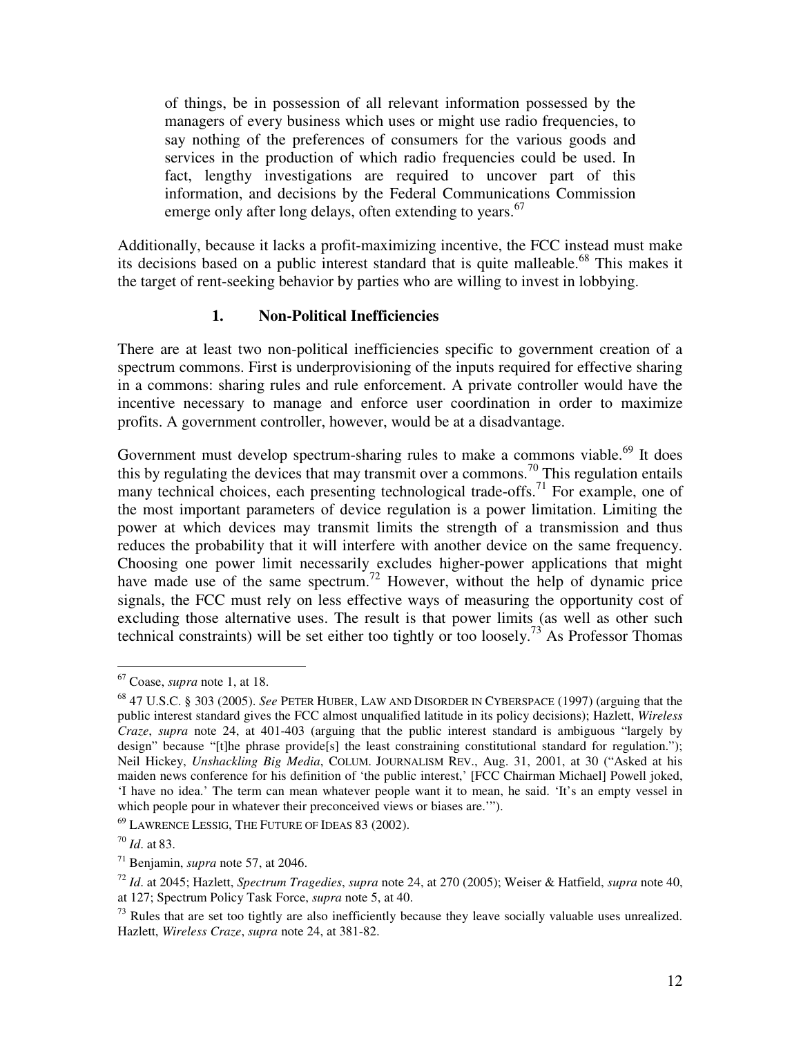> of things, be in possession of all relevant information possessed by the managers of every business which uses or might use radio frequencies, to say nothing of the preferences of consumers for the various goods and services in the production of which radio frequencies could be used. In fact, lengthy investigations are required to uncover part of this information, and decisions by the Federal Communications Commission emerge only after long delays, often extending to years.[67]

Additionally, because it lacks a profit-maximizing incentive, the FCC instead must make its decisions based on a public interest standard that is quite malleable.[68] This makes it the target of rent-seeking behavior by parties who are willing to invest in lobbying.

### 1. Non-Political Inefficiencies

There are at least two non-political inefficiencies specific to government creation of a spectrum commons. First is underprovisioning of the inputs required for effective sharing in a commons: sharing rules and rule enforcement. A private controller would have the incentive necessary to manage and enforce user coordination in order to maximize profits. A government controller, however, would be at a disadvantage.

Government must develop spectrum-sharing rules to make a commons viable.[69] It does this by regulating the devices that may transmit over a commons.[70] This regulation entails many technical choices, each presenting technological trade-offs.[71] For example, one of the most important parameters of device regulation is a power limitation. Limiting the power at which devices may transmit limits the strength of a transmission and thus reduces the probability that it will interfere with another device on the same frequency. Choosing one power limit necessarily excludes higher-power applications that might have made use of the same spectrum.[72] However, without the help of dynamic price signals, the FCC must rely on less effective ways of measuring the opportunity cost of excluding those alternative uses. The result is that power limits (as well as other such technical constraints) will be set either too tightly or too loosely.[73] As Professor Thomas

---

[67] Coase, *supra* note 1, at 18.

[68] 47 U.S.C. § 303 (2005). *See* PETER HUBER, LAW AND DISORDER IN CYBERSPACE (1997) (arguing that the public interest standard gives the FCC almost unqualified latitude in its policy decisions); Hazlett, *Wireless Craze*, *supra* note 24, at 401-403 (arguing that the public interest standard is ambiguous "largely by design" because "[t]he phrase provide[s] the least constraining constitutional standard for regulation."); Neil Hickey, *Unshackling Big Media*, COLUM. JOURNALISM REV., Aug. 31, 2001, at 30 ("Asked at his maiden news conference for his definition of 'the public interest,' [FCC Chairman Michael] Powell joked, 'I have no idea.' The term can mean whatever people want it to mean, he said. 'It's an empty vessel in which people pour in whatever their preconceived views or biases are.'").

[69] LAWRENCE LESSIG, THE FUTURE OF IDEAS 83 (2002).

[70] *Id*. at 83.

[71] Benjamin, *supra* note 57, at 2046.

[72] *Id*. at 2045; Hazlett, *Spectrum Tragedies*, *supra* note 24, at 270 (2005); Weiser & Hatfield, *supra* note 40, at 127; Spectrum Policy Task Force, *supra* note 5, at 40.

[73] Rules that are set too tightly are also inefficiently because they leave socially valuable uses unrealized. Hazlett, *Wireless Craze*, *supra* note 24, at 381-82.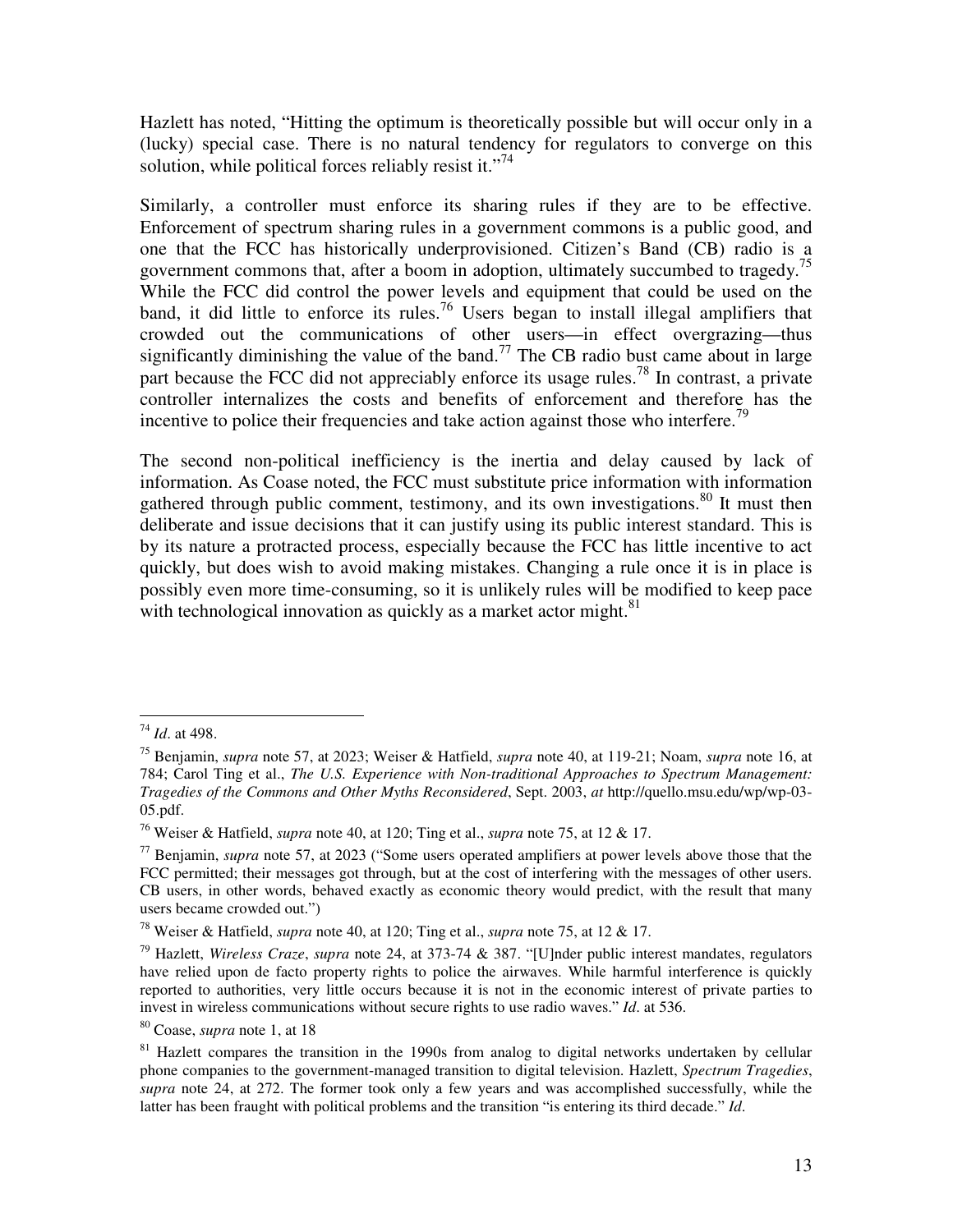Hazlett has noted, "Hitting the optimum is theoretically possible but will occur only in a (lucky) special case. There is no natural tendency for regulators to converge on this solution, while political forces reliably resist it."[74]

Similarly, a controller must enforce its sharing rules if they are to be effective. Enforcement of spectrum sharing rules in a government commons is a public good, and one that the FCC has historically underprovisioned. Citizen's Band (CB) radio is a government commons that, after a boom in adoption, ultimately succumbed to tragedy.[75] While the FCC did control the power levels and equipment that could be used on the band, it did little to enforce its rules.[76] Users began to install illegal amplifiers that crowded out the communications of other users—in effect overgrazing—thus significantly diminishing the value of the band.[77] The CB radio bust came about in large part because the FCC did not appreciably enforce its usage rules.[78] In contrast, a private controller internalizes the costs and benefits of enforcement and therefore has the incentive to police their frequencies and take action against those who interfere.[79]

The second non-political inefficiency is the inertia and delay caused by lack of information. As Coase noted, the FCC must substitute price information with information gathered through public comment, testimony, and its own investigations.[80] It must then deliberate and issue decisions that it can justify using its public interest standard. This is by its nature a protracted process, especially because the FCC has little incentive to act quickly, but does wish to avoid making mistakes. Changing a rule once it is in place is possibly even more time-consuming, so it is unlikely rules will be modified to keep pace with technological innovation as quickly as a market actor might.[81]

---

[74] *Id*. at 498.

[75] Benjamin, *supra* note 57, at 2023; Weiser & Hatfield, *supra* note 40, at 119-21; Noam, *supra* note 16, at 784; Carol Ting et al., *The U.S. Experience with Non-traditional Approaches to Spectrum Management: Tragedies of the Commons and Other Myths Reconsidered*, Sept. 2003, *at* http://quello.msu.edu/wp/wp-03-05.pdf.

[76] Weiser & Hatfield, *supra* note 40, at 120; Ting et al., *supra* note 75, at 12 & 17.

[77] Benjamin, *supra* note 57, at 2023 ("Some users operated amplifiers at power levels above those that the FCC permitted; their messages got through, but at the cost of interfering with the messages of other users. CB users, in other words, behaved exactly as economic theory would predict, with the result that many users became crowded out.")

[78] Weiser & Hatfield, *supra* note 40, at 120; Ting et al., *supra* note 75, at 12 & 17.

[79] Hazlett, *Wireless Craze*, *supra* note 24, at 373-74 & 387. "[U]nder public interest mandates, regulators have relied upon de facto property rights to police the airwaves. While harmful interference is quickly reported to authorities, very little occurs because it is not in the economic interest of private parties to invest in wireless communications without secure rights to use radio waves." *Id*. at 536.

[80] Coase, *supra* note 1, at 18

[81] Hazlett compares the transition in the 1990s from analog to digital networks undertaken by cellular phone companies to the government-managed transition to digital television. Hazlett, *Spectrum Tragedies*, *supra* note 24, at 272. The former took only a few years and was accomplished successfully, while the latter has been fraught with political problems and the transition "is entering its third decade." *Id*.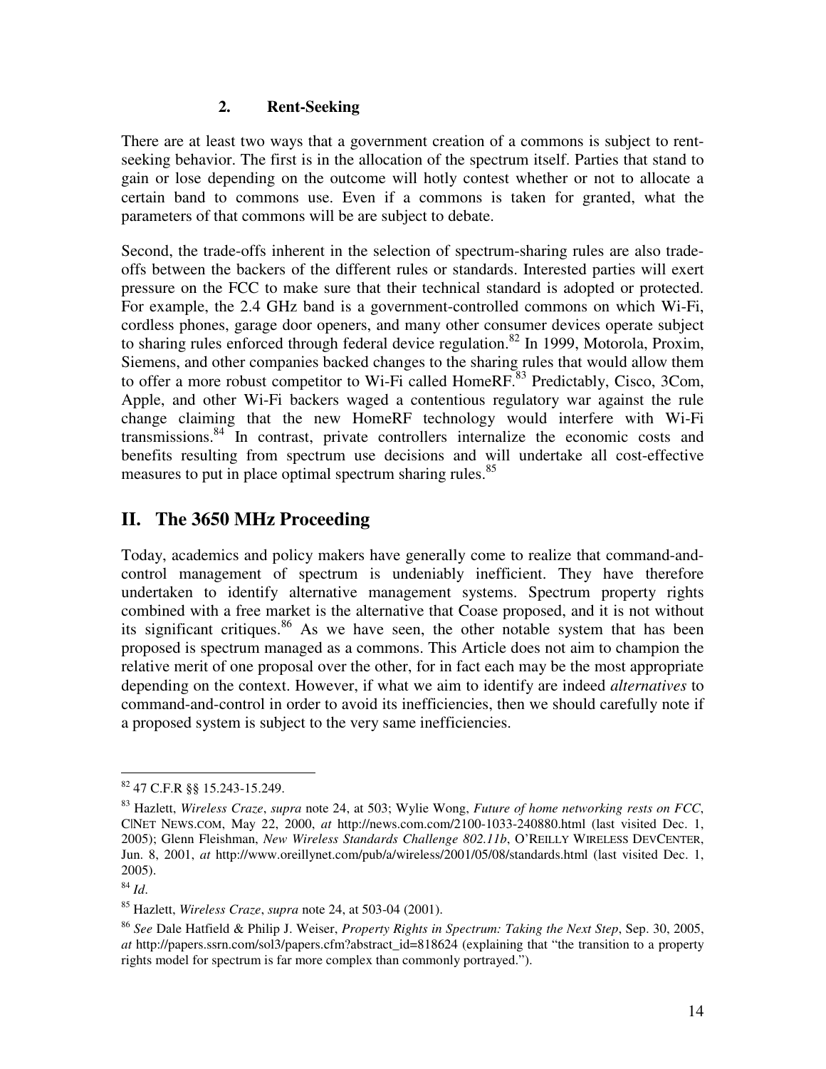### 2. Rent-Seeking

There are at least two ways that a government creation of a commons is subject to rent-seeking behavior. The first is in the allocation of the spectrum itself. Parties that stand to gain or lose depending on the outcome will hotly contest whether or not to allocate a certain band to commons use. Even if a commons is taken for granted, what the parameters of that commons will be are subject to debate.

Second, the trade-offs inherent in the selection of spectrum-sharing rules are also trade-offs between the backers of the different rules or standards. Interested parties will exert pressure on the FCC to make sure that their technical standard is adopted or protected. For example, the 2.4 GHz band is a government-controlled commons on which Wi-Fi, cordless phones, garage door openers, and many other consumer devices operate subject to sharing rules enforced through federal device regulation.[82] In 1999, Motorola, Proxim, Siemens, and other companies backed changes to the sharing rules that would allow them to offer a more robust competitor to Wi-Fi called HomeRF.[83] Predictably, Cisco, 3Com, Apple, and other Wi-Fi backers waged a contentious regulatory war against the rule change claiming that the new HomeRF technology would interfere with Wi-Fi transmissions.[84] In contrast, private controllers internalize the economic costs and benefits resulting from spectrum use decisions and will undertake all cost-effective measures to put in place optimal spectrum sharing rules.[85]

## II. The 3650 MHz Proceeding

Today, academics and policy makers have generally come to realize that command-and-control management of spectrum is undeniably inefficient. They have therefore undertaken to identify alternative management systems. Spectrum property rights combined with a free market is the alternative that Coase proposed, and it is not without its significant critiques.[86] As we have seen, the other notable system that has been proposed is spectrum managed as a commons. This Article does not aim to champion the relative merit of one proposal over the other, for in fact each may be the most appropriate depending on the context. However, if what we aim to identify are indeed *alternatives* to command-and-control in order to avoid its inefficiencies, then we should carefully note if a proposed system is subject to the very same inefficiencies.

---

[82] 47 C.F.R §§ 15.243-15.249.

[83] Hazlett, *Wireless Craze*, *supra* note 24, at 503; Wylie Wong, *Future of home networking rests on FCC*, C|NET NEWS.COM, May 22, 2000, *at* http://news.com.com/2100-1033-240880.html (last visited Dec. 1, 2005); Glenn Fleishman, *New Wireless Standards Challenge 802.11b*, O'REILLY WIRELESS DEVCENTER, Jun. 8, 2001, *at* http://www.oreillynet.com/pub/a/wireless/2001/05/08/standards.html (last visited Dec. 1, 2005).

[84] *Id*.

[85] Hazlett, *Wireless Craze*, *supra* note 24, at 503-04 (2001).

[86] *See* Dale Hatfield & Philip J. Weiser, *Property Rights in Spectrum: Taking the Next Step*, Sep. 30, 2005, *at* http://papers.ssrn.com/sol3/papers.cfm?abstract_id=818624 (explaining that "the transition to a property rights model for spectrum is far more complex than commonly portrayed.").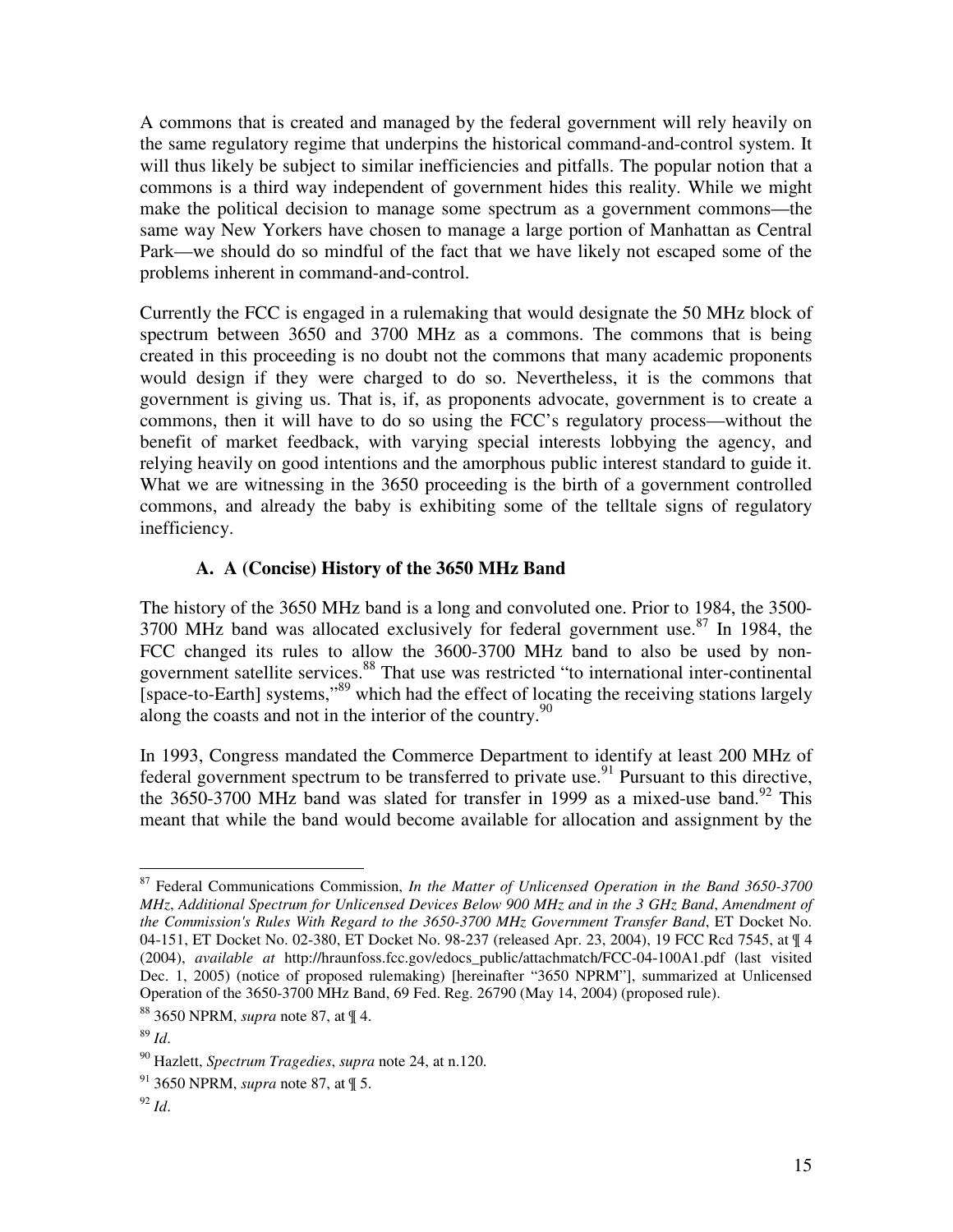A commons that is created and managed by the federal government will rely heavily on the same regulatory regime that underpins the historical command-and-control system. It will thus likely be subject to similar inefficiencies and pitfalls. The popular notion that a commons is a third way independent of government hides this reality. While we might make the political decision to manage some spectrum as a government commons—the same way New Yorkers have chosen to manage a large portion of Manhattan as Central Park—we should do so mindful of the fact that we have likely not escaped some of the problems inherent in command-and-control.

Currently the FCC is engaged in a rulemaking that would designate the 50 MHz block of spectrum between 3650 and 3700 MHz as a commons. The commons that is being created in this proceeding is no doubt not the commons that many academic proponents would design if they were charged to do so. Nevertheless, it is the commons that government is giving us. That is, if, as proponents advocate, government is to create a commons, then it will have to do so using the FCC's regulatory process—without the benefit of market feedback, with varying special interests lobbying the agency, and relying heavily on good intentions and the amorphous public interest standard to guide it. What we are witnessing in the 3650 proceeding is the birth of a government controlled commons, and already the baby is exhibiting some of the telltale signs of regulatory inefficiency.

### A. A (Concise) History of the 3650 MHz Band

The history of the 3650 MHz band is a long and convoluted one. Prior to 1984, the 3500-3700 MHz band was allocated exclusively for federal government use.[87] In 1984, the FCC changed its rules to allow the 3600-3700 MHz band to also be used by non-government satellite services.[88] That use was restricted "to international inter-continental [space-to-Earth] systems,"[89] which had the effect of locating the receiving stations largely along the coasts and not in the interior of the country.[90]

In 1993, Congress mandated the Commerce Department to identify at least 200 MHz of federal government spectrum to be transferred to private use.[91] Pursuant to this directive, the 3650-3700 MHz band was slated for transfer in 1999 as a mixed-use band.[92] This meant that while the band would become available for allocation and assignment by the

---

[87] Federal Communications Commission, *In the Matter of Unlicensed Operation in the Band 3650-3700 MHz*, *Additional Spectrum for Unlicensed Devices Below 900 MHz and in the 3 GHz Band*, *Amendment of the Commission's Rules With Regard to the 3650-3700 MHz Government Transfer Band*, ET Docket No. 04-151, ET Docket No. 02-380, ET Docket No. 98-237 (released Apr. 23, 2004), 19 FCC Rcd 7545, at ¶ 4 (2004), *available at* http://hraunfoss.fcc.gov/edocs_public/attachmatch/FCC-04-100A1.pdf (last visited Dec. 1, 2005) (notice of proposed rulemaking) [hereinafter "3650 NPRM"], summarized at Unlicensed Operation of the 3650-3700 MHz Band, 69 Fed. Reg. 26790 (May 14, 2004) (proposed rule).

[88] 3650 NPRM, *supra* note 87, at ¶ 4.

[89] *Id*.

[90] Hazlett, *Spectrum Tragedies*, *supra* note 24, at n.120.

[91] 3650 NPRM, *supra* note 87, at ¶ 5.

[92] *Id*.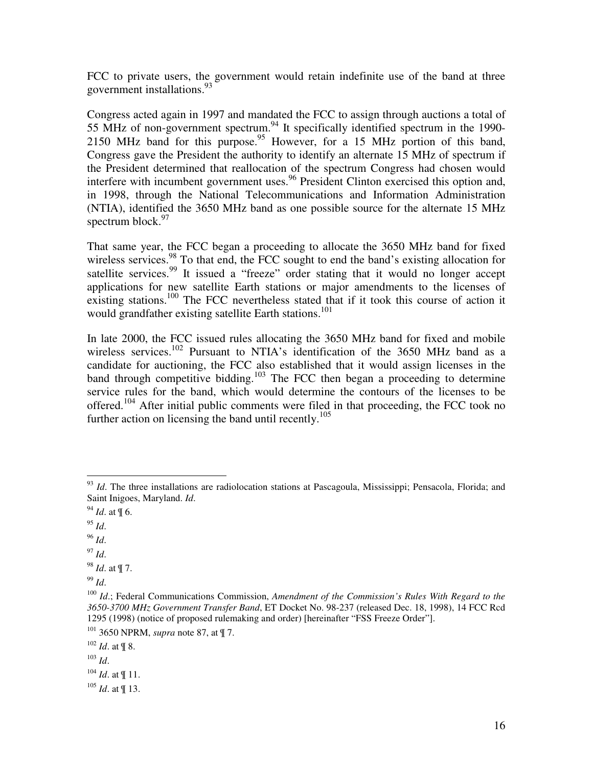FCC to private users, the government would retain indefinite use of the band at three government installations.[93]

Congress acted again in 1997 and mandated the FCC to assign through auctions a total of 55 MHz of non-government spectrum.[94] It specifically identified spectrum in the 1990-2150 MHz band for this purpose.[95] However, for a 15 MHz portion of this band, Congress gave the President the authority to identify an alternate 15 MHz of spectrum if the President determined that reallocation of the spectrum Congress had chosen would interfere with incumbent government uses.[96] President Clinton exercised this option and, in 1998, through the National Telecommunications and Information Administration (NTIA), identified the 3650 MHz band as one possible source for the alternate 15 MHz spectrum block.[97]

That same year, the FCC began a proceeding to allocate the 3650 MHz band for fixed wireless services.[98] To that end, the FCC sought to end the band's existing allocation for satellite services.[99] It issued a "freeze" order stating that it would no longer accept applications for new satellite Earth stations or major amendments to the licenses of existing stations.[100] The FCC nevertheless stated that if it took this course of action it would grandfather existing satellite Earth stations.[101]

In late 2000, the FCC issued rules allocating the 3650 MHz band for fixed and mobile wireless services.[102] Pursuant to NTIA's identification of the 3650 MHz band as a candidate for auctioning, the FCC also established that it would assign licenses in the band through competitive bidding.[103] The FCC then began a proceeding to determine service rules for the band, which would determine the contours of the licenses to be offered.[104] After initial public comments were filed in that proceeding, the FCC took no further action on licensing the band until recently.[105]

---

[93] *Id*. The three installations are radiolocation stations at Pascagoula, Mississippi; Pensacola, Florida; and Saint Inigoes, Maryland. *Id*.

[94] *Id*. at ¶ 6.

[95] *Id*.

[96] *Id*.

[97] *Id*.

[98] *Id*. at ¶ 7.

[99] *Id*.

[100] *Id*.; Federal Communications Commission, *Amendment of the Commission's Rules With Regard to the 3650-3700 MHz Government Transfer Band*, ET Docket No. 98-237 (released Dec. 18, 1998), 14 FCC Rcd 1295 (1998) (notice of proposed rulemaking and order) [hereinafter "FSS Freeze Order"].

[101] 3650 NPRM, *supra* note 87, at ¶ 7.

[102] *Id*. at ¶ 8.

[103] *Id*.

[104] *Id*. at ¶ 11.

[105] *Id*. at ¶ 13.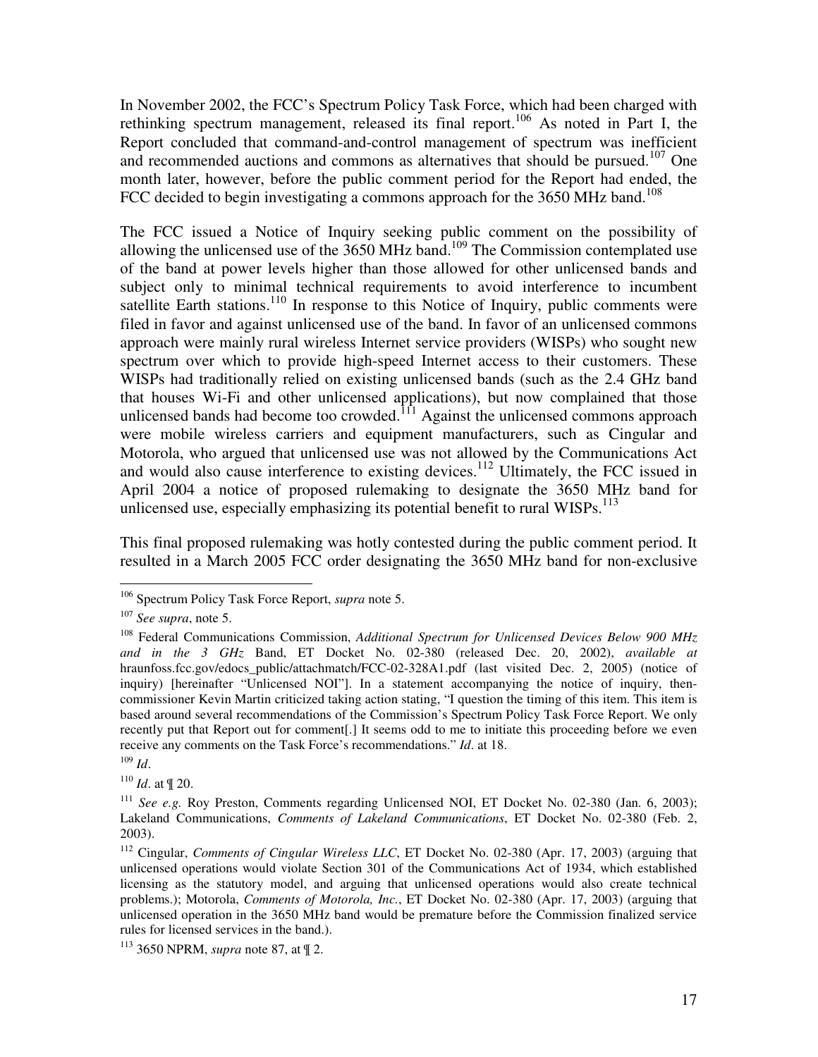In November 2002, the FCC's Spectrum Policy Task Force, which had been charged with rethinking spectrum management, released its final report.[106] As noted in Part I, the Report concluded that command-and-control management of spectrum was inefficient and recommended auctions and commons as alternatives that should be pursued.[107] One month later, however, before the public comment period for the Report had ended, the FCC decided to begin investigating a commons approach for the 3650 MHz band.[108]

The FCC issued a Notice of Inquiry seeking public comment on the possibility of allowing the unlicensed use of the 3650 MHz band.[109] The Commission contemplated use of the band at power levels higher than those allowed for other unlicensed bands and subject only to minimal technical requirements to avoid interference to incumbent satellite Earth stations.[110] In response to this Notice of Inquiry, public comments were filed in favor and against unlicensed use of the band. In favor of an unlicensed commons approach were mainly rural wireless Internet service providers (WISPs) who sought new spectrum over which to provide high-speed Internet access to their customers. These WISPs had traditionally relied on existing unlicensed bands (such as the 2.4 GHz band that houses Wi-Fi and other unlicensed applications), but now complained that those unlicensed bands had become too crowded.[111] Against the unlicensed commons approach were mobile wireless carriers and equipment manufacturers, such as Cingular and Motorola, who argued that unlicensed use was not allowed by the Communications Act and would also cause interference to existing devices.[112] Ultimately, the FCC issued in April 2004 a notice of proposed rulemaking to designate the 3650 MHz band for unlicensed use, especially emphasizing its potential benefit to rural WISPs.[113]

This final proposed rulemaking was hotly contested during the public comment period. It resulted in a March 2005 FCC order designating the 3650 MHz band for non-exclusive

---

[106] Spectrum Policy Task Force Report, *supra* note 5.

[107] *See supra*, note 5.

[108] Federal Communications Commission, *Additional Spectrum for Unlicensed Devices Below 900 MHz and in the 3 GHz* Band, ET Docket No. 02-380 (released Dec. 20, 2002), *available at* hraunfoss.fcc.gov/edocs_public/attachmatch/FCC-02-328A1.pdf (last visited Dec. 2, 2005) (notice of inquiry) [hereinafter "Unlicensed NOI"]. In a statement accompanying the notice of inquiry, then-commissioner Kevin Martin criticized taking action stating, "I question the timing of this item. This item is based around several recommendations of the Commission's Spectrum Policy Task Force Report. We only recently put that Report out for comment[.] It seems odd to me to initiate this proceeding before we even receive any comments on the Task Force's recommendations." *Id*. at 18.

[109] *Id*.

[110] *Id*. at ¶ 20.

[111] *See e.g.* Roy Preston, Comments regarding Unlicensed NOI, ET Docket No. 02-380 (Jan. 6, 2003); Lakeland Communications, *Comments of Lakeland Communications*, ET Docket No. 02-380 (Feb. 2, 2003).

[112] Cingular, *Comments of Cingular Wireless LLC*, ET Docket No. 02-380 (Apr. 17, 2003) (arguing that unlicensed operations would violate Section 301 of the Communications Act of 1934, which established licensing as the statutory model, and arguing that unlicensed operations would also create technical problems.); Motorola, *Comments of Motorola, Inc.*, ET Docket No. 02-380 (Apr. 17, 2003) (arguing that unlicensed operation in the 3650 MHz band would be premature before the Commission finalized service rules for licensed services in the band.).

[113] 3650 NPRM, *supra* note 87, at ¶ 2.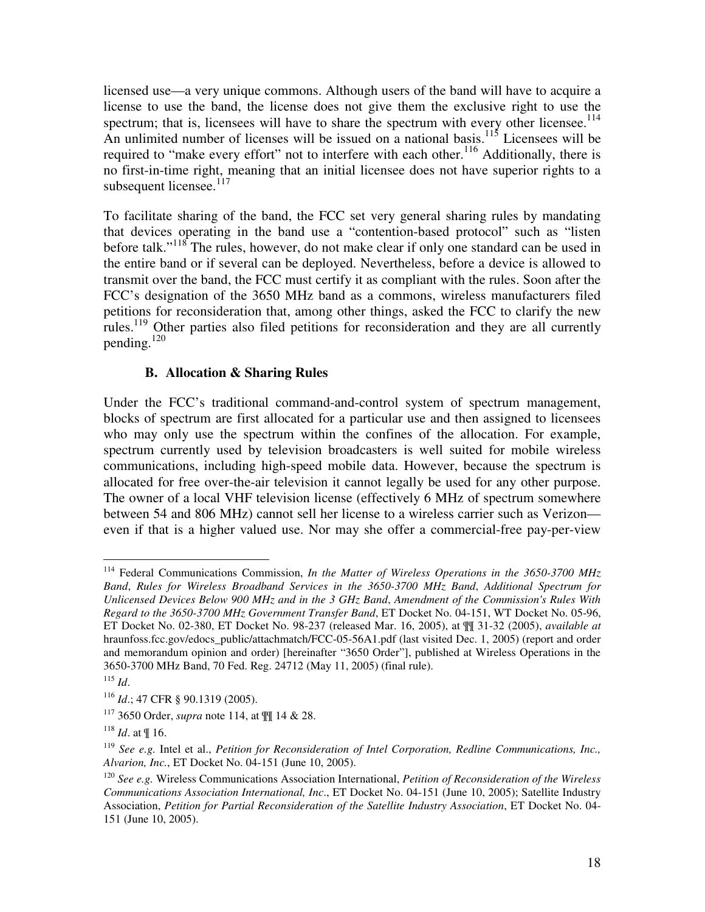licensed use—a very unique commons. Although users of the band will have to acquire a license to use the band, the license does not give them the exclusive right to use the spectrum; that is, licensees will have to share the spectrum with every other licensee.[114] An unlimited number of licenses will be issued on a national basis.[115] Licensees will be required to "make every effort" not to interfere with each other.[116] Additionally, there is no first-in-time right, meaning that an initial licensee does not have superior rights to a subsequent licensee.[117]

To facilitate sharing of the band, the FCC set very general sharing rules by mandating that devices operating in the band use a "contention-based protocol" such as "listen before talk."[118] The rules, however, do not make clear if only one standard can be used in the entire band or if several can be deployed. Nevertheless, before a device is allowed to transmit over the band, the FCC must certify it as compliant with the rules. Soon after the FCC's designation of the 3650 MHz band as a commons, wireless manufacturers filed petitions for reconsideration that, among other things, asked the FCC to clarify the new rules.[119] Other parties also filed petitions for reconsideration and they are all currently pending.[120]

### B. Allocation & Sharing Rules

Under the FCC's traditional command-and-control system of spectrum management, blocks of spectrum are first allocated for a particular use and then assigned to licensees who may only use the spectrum within the confines of the allocation. For example, spectrum currently used by television broadcasters is well suited for mobile wireless communications, including high-speed mobile data. However, because the spectrum is allocated for free over-the-air television it cannot legally be used for any other purpose. The owner of a local VHF television license (effectively 6 MHz of spectrum somewhere between 54 and 806 MHz) cannot sell her license to a wireless carrier such as Verizon—even if that is a higher valued use. Nor may she offer a commercial-free pay-per-view

---

[114] Federal Communications Commission, *In the Matter of Wireless Operations in the 3650-3700 MHz Band*, *Rules for Wireless Broadband Services in the 3650-3700 MHz Band*, *Additional Spectrum for Unlicensed Devices Below 900 MHz and in the 3 GHz Band*, *Amendment of the Commission's Rules With Regard to the 3650-3700 MHz Government Transfer Band*, ET Docket No. 04-151, WT Docket No. 05-96, ET Docket No. 02-380, ET Docket No. 98-237 (released Mar. 16, 2005), at ¶¶ 31-32 (2005), *available at* hraunfoss.fcc.gov/edocs_public/attachmatch/FCC-05-56A1.pdf (last visited Dec. 1, 2005) (report and order and memorandum opinion and order) [hereinafter "3650 Order"], published at Wireless Operations in the 3650-3700 MHz Band, 70 Fed. Reg. 24712 (May 11, 2005) (final rule).

[115] *Id*.

[116] *Id*.; 47 CFR § 90.1319 (2005).

[117] 3650 Order, *supra* note 114, at ¶¶ 14 & 28.

[118] *Id*. at ¶ 16.

[119] *See e.g.* Intel et al., *Petition for Reconsideration of Intel Corporation, Redline Communications, Inc., Alvarion, Inc.*, ET Docket No. 04-151 (June 10, 2005).

[120] *See e.g.* Wireless Communications Association International, *Petition of Reconsideration of the Wireless Communications Association International, Inc*., ET Docket No. 04-151 (June 10, 2005); Satellite Industry Association, *Petition for Partial Reconsideration of the Satellite Industry Association*, ET Docket No. 04-151 (June 10, 2005).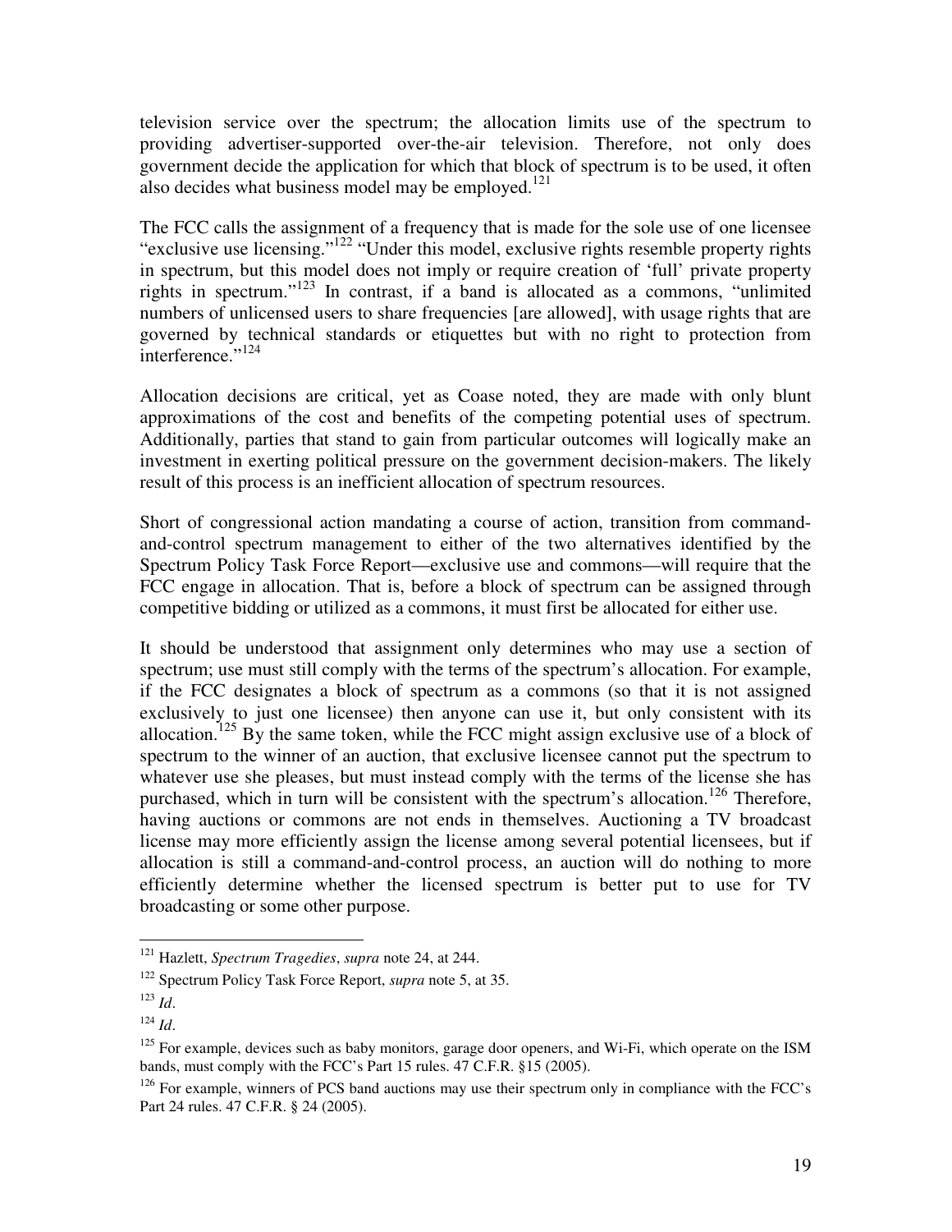television service over the spectrum; the allocation limits use of the spectrum to providing advertiser-supported over-the-air television. Therefore, not only does government decide the application for which that block of spectrum is to be used, it often also decides what business model may be employed.[121]

The FCC calls the assignment of a frequency that is made for the sole use of one licensee "exclusive use licensing."[122] "Under this model, exclusive rights resemble property rights in spectrum, but this model does not imply or require creation of 'full' private property rights in spectrum."[123] In contrast, if a band is allocated as a commons, "unlimited numbers of unlicensed users to share frequencies [are allowed], with usage rights that are governed by technical standards or etiquettes but with no right to protection from interference."[124]

Allocation decisions are critical, yet as Coase noted, they are made with only blunt approximations of the cost and benefits of the competing potential uses of spectrum. Additionally, parties that stand to gain from particular outcomes will logically make an investment in exerting political pressure on the government decision-makers. The likely result of this process is an inefficient allocation of spectrum resources.

Short of congressional action mandating a course of action, transition from command-and-control spectrum management to either of the two alternatives identified by the Spectrum Policy Task Force Report—exclusive use and commons—will require that the FCC engage in allocation. That is, before a block of spectrum can be assigned through competitive bidding or utilized as a commons, it must first be allocated for either use.

It should be understood that assignment only determines who may use a section of spectrum; use must still comply with the terms of the spectrum's allocation. For example, if the FCC designates a block of spectrum as a commons (so that it is not assigned exclusively to just one licensee) then anyone can use it, but only consistent with its allocation.[125] By the same token, while the FCC might assign exclusive use of a block of spectrum to the winner of an auction, that exclusive licensee cannot put the spectrum to whatever use she pleases, but must instead comply with the terms of the license she has purchased, which in turn will be consistent with the spectrum's allocation.[126] Therefore, having auctions or commons are not ends in themselves. Auctioning a TV broadcast license may more efficiently assign the license among several potential licensees, but if allocation is still a command-and-control process, an auction will do nothing to more efficiently determine whether the licensed spectrum is better put to use for TV broadcasting or some other purpose.

---

[121] Hazlett, *Spectrum Tragedies*, *supra* note 24, at 244.

[122] Spectrum Policy Task Force Report, *supra* note 5, at 35.

[123] *Id*.

[124] *Id*.

[125] For example, devices such as baby monitors, garage door openers, and Wi-Fi, which operate on the ISM bands, must comply with the FCC's Part 15 rules. 47 C.F.R. §15 (2005).

[126] For example, winners of PCS band auctions may use their spectrum only in compliance with the FCC's Part 24 rules. 47 C.F.R. § 24 (2005).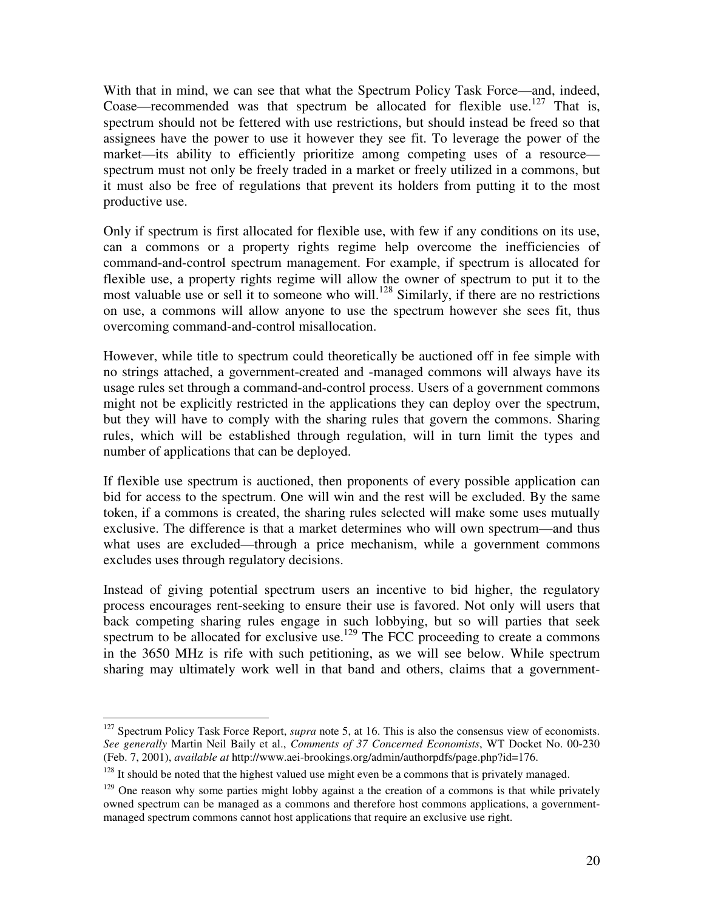With that in mind, we can see that what the Spectrum Policy Task Force—and, indeed, Coase—recommended was that spectrum be allocated for flexible use.[127] That is, spectrum should not be fettered with use restrictions, but should instead be freed so that assignees have the power to use it however they see fit. To leverage the power of the market—its ability to efficiently prioritize among competing uses of a resource—spectrum must not only be freely traded in a market or freely utilized in a commons, but it must also be free of regulations that prevent its holders from putting it to the most productive use.

Only if spectrum is first allocated for flexible use, with few if any conditions on its use, can a commons or a property rights regime help overcome the inefficiencies of command-and-control spectrum management. For example, if spectrum is allocated for flexible use, a property rights regime will allow the owner of spectrum to put it to the most valuable use or sell it to someone who will.[128] Similarly, if there are no restrictions on use, a commons will allow anyone to use the spectrum however she sees fit, thus overcoming command-and-control misallocation.

However, while title to spectrum could theoretically be auctioned off in fee simple with no strings attached, a government-created and -managed commons will always have its usage rules set through a command-and-control process. Users of a government commons might not be explicitly restricted in the applications they can deploy over the spectrum, but they will have to comply with the sharing rules that govern the commons. Sharing rules, which will be established through regulation, will in turn limit the types and number of applications that can be deployed.

If flexible use spectrum is auctioned, then proponents of every possible application can bid for access to the spectrum. One will win and the rest will be excluded. By the same token, if a commons is created, the sharing rules selected will make some uses mutually exclusive. The difference is that a market determines who will own spectrum—and thus what uses are excluded—through a price mechanism, while a government commons excludes uses through regulatory decisions.

Instead of giving potential spectrum users an incentive to bid higher, the regulatory process encourages rent-seeking to ensure their use is favored. Not only will users that back competing sharing rules engage in such lobbying, but so will parties that seek spectrum to be allocated for exclusive use.[129] The FCC proceeding to create a commons in the 3650 MHz is rife with such petitioning, as we will see below. While spectrum sharing may ultimately work well in that band and others, claims that a government-

---

[127] Spectrum Policy Task Force Report, *supra* note 5, at 16. This is also the consensus view of economists. *See generally* Martin Neil Baily et al., *Comments of 37 Concerned Economists*, WT Docket No. 00-230 (Feb. 7, 2001), *available at* http://www.aei-brookings.org/admin/authorpdfs/page.php?id=176.

[128] It should be noted that the highest valued use might even be a commons that is privately managed.

[129] One reason why some parties might lobby against a the creation of a commons is that while privately owned spectrum can be managed as a commons and therefore host commons applications, a government-managed spectrum commons cannot host applications that require an exclusive use right.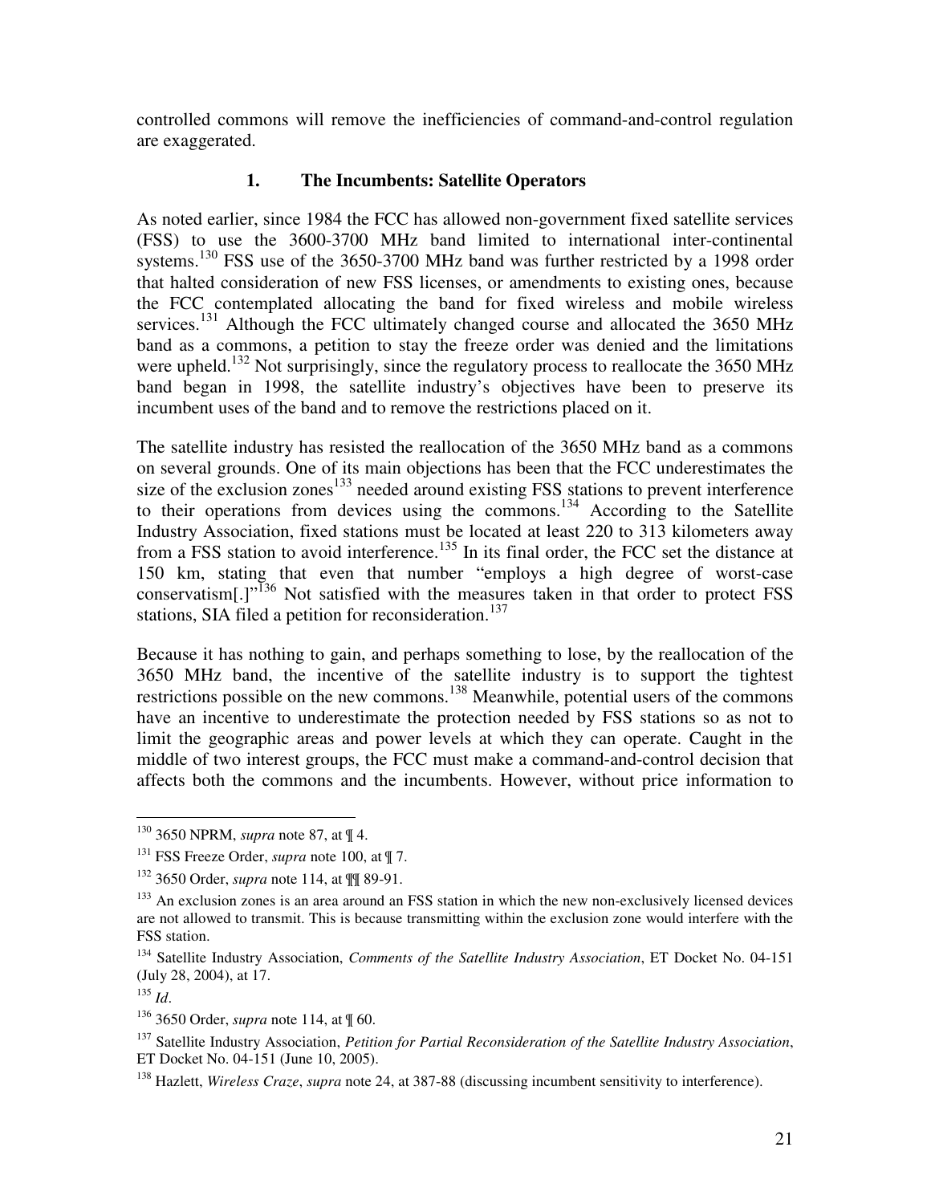controlled commons will remove the inefficiencies of command-and-control regulation are exaggerated.

### 1. The Incumbents: Satellite Operators

As noted earlier, since 1984 the FCC has allowed non-government fixed satellite services (FSS) to use the 3600-3700 MHz band limited to international inter-continental systems.[130] FSS use of the 3650-3700 MHz band was further restricted by a 1998 order that halted consideration of new FSS licenses, or amendments to existing ones, because the FCC contemplated allocating the band for fixed wireless and mobile wireless services.[131] Although the FCC ultimately changed course and allocated the 3650 MHz band as a commons, a petition to stay the freeze order was denied and the limitations were upheld.[132] Not surprisingly, since the regulatory process to reallocate the 3650 MHz band began in 1998, the satellite industry's objectives have been to preserve its incumbent uses of the band and to remove the restrictions placed on it.

The satellite industry has resisted the reallocation of the 3650 MHz band as a commons on several grounds. One of its main objections has been that the FCC underestimates the size of the exclusion zones[133] needed around existing FSS stations to prevent interference to their operations from devices using the commons.[134] According to the Satellite Industry Association, fixed stations must be located at least 220 to 313 kilometers away from a FSS station to avoid interference.[135] In its final order, the FCC set the distance at 150 km, stating that even that number "employs a high degree of worst-case conservatism[.]"[136] Not satisfied with the measures taken in that order to protect FSS stations, SIA filed a petition for reconsideration.[137]

Because it has nothing to gain, and perhaps something to lose, by the reallocation of the 3650 MHz band, the incentive of the satellite industry is to support the tightest restrictions possible on the new commons.[138] Meanwhile, potential users of the commons have an incentive to underestimate the protection needed by FSS stations so as not to limit the geographic areas and power levels at which they can operate. Caught in the middle of two interest groups, the FCC must make a command-and-control decision that affects both the commons and the incumbents. However, without price information to

---

[130] 3650 NPRM, *supra* note 87, at ¶ 4.

[131] FSS Freeze Order, *supra* note 100, at ¶ 7.

[132] 3650 Order, *supra* note 114, at ¶¶ 89-91.

[133] An exclusion zones is an area around an FSS station in which the new non-exclusively licensed devices are not allowed to transmit. This is because transmitting within the exclusion zone would interfere with the FSS station.

[134] Satellite Industry Association, *Comments of the Satellite Industry Association*, ET Docket No. 04-151 (July 28, 2004), at 17.

[135] *Id*.

[136] 3650 Order, *supra* note 114, at ¶ 60.

[137] Satellite Industry Association, *Petition for Partial Reconsideration of the Satellite Industry Association*, ET Docket No. 04-151 (June 10, 2005).

[138] Hazlett, *Wireless Craze*, *supra* note 24, at 387-88 (discussing incumbent sensitivity to interference).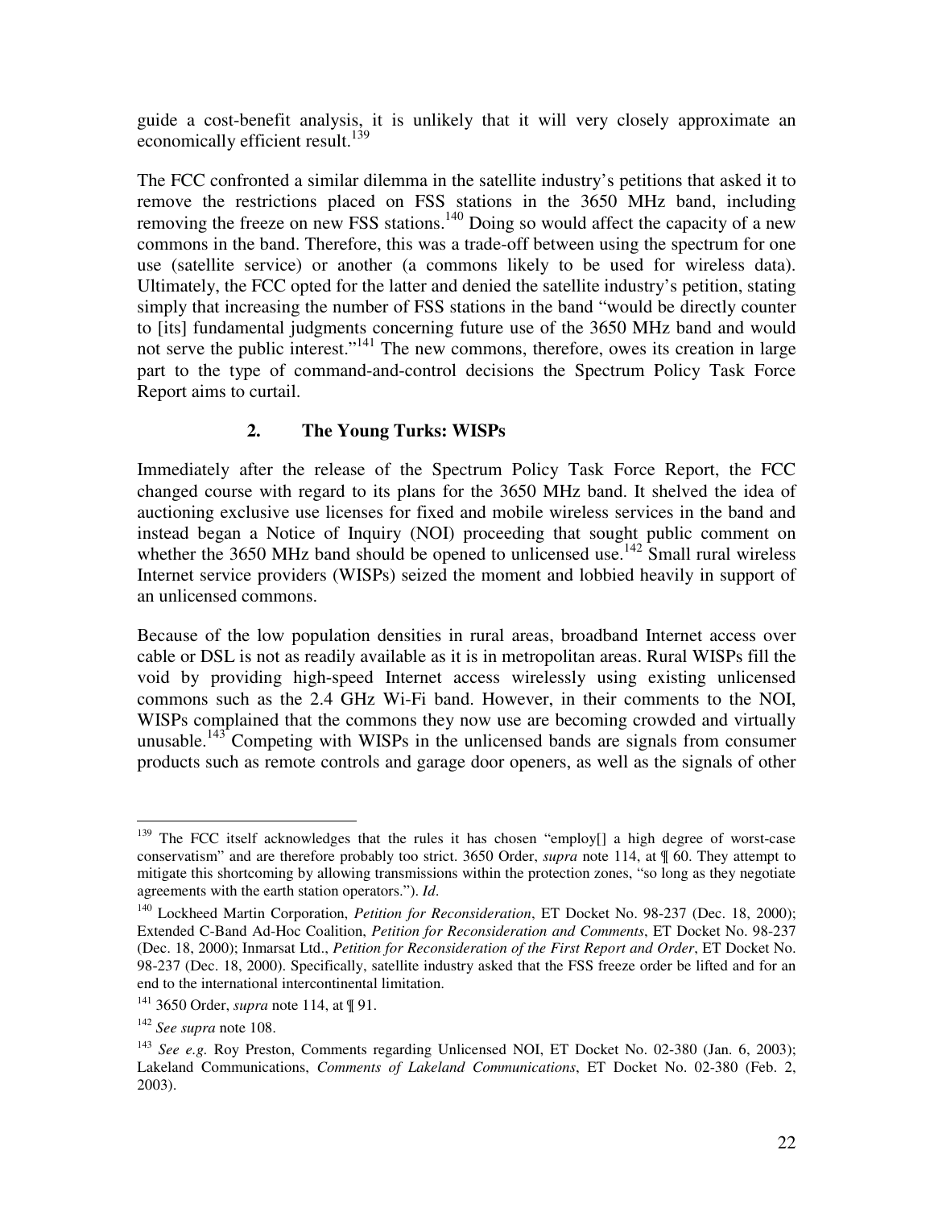guide a cost-benefit analysis, it is unlikely that it will very closely approximate an economically efficient result.[139]

The FCC confronted a similar dilemma in the satellite industry's petitions that asked it to remove the restrictions placed on FSS stations in the 3650 MHz band, including removing the freeze on new FSS stations.[140] Doing so would affect the capacity of a new commons in the band. Therefore, this was a trade-off between using the spectrum for one use (satellite service) or another (a commons likely to be used for wireless data). Ultimately, the FCC opted for the latter and denied the satellite industry's petition, stating simply that increasing the number of FSS stations in the band "would be directly counter to [its] fundamental judgments concerning future use of the 3650 MHz band and would not serve the public interest."[141] The new commons, therefore, owes its creation in large part to the type of command-and-control decisions the Spectrum Policy Task Force Report aims to curtail.

### 2. The Young Turks: WISPs

Immediately after the release of the Spectrum Policy Task Force Report, the FCC changed course with regard to its plans for the 3650 MHz band. It shelved the idea of auctioning exclusive use licenses for fixed and mobile wireless services in the band and instead began a Notice of Inquiry (NOI) proceeding that sought public comment on whether the 3650 MHz band should be opened to unlicensed use.[142] Small rural wireless Internet service providers (WISPs) seized the moment and lobbied heavily in support of an unlicensed commons.

Because of the low population densities in rural areas, broadband Internet access over cable or DSL is not as readily available as it is in metropolitan areas. Rural WISPs fill the void by providing high-speed Internet access wirelessly using existing unlicensed commons such as the 2.4 GHz Wi-Fi band. However, in their comments to the NOI, WISPs complained that the commons they now use are becoming crowded and virtually unusable.[143] Competing with WISPs in the unlicensed bands are signals from consumer products such as remote controls and garage door openers, as well as the signals of other

---

[139] The FCC itself acknowledges that the rules it has chosen "employ[] a high degree of worst-case conservatism" and are therefore probably too strict. 3650 Order, *supra* note 114, at ¶ 60. They attempt to mitigate this shortcoming by allowing transmissions within the protection zones, "so long as they negotiate agreements with the earth station operators."). *Id*.

[140] Lockheed Martin Corporation, *Petition for Reconsideration*, ET Docket No. 98-237 (Dec. 18, 2000); Extended C-Band Ad-Hoc Coalition, *Petition for Reconsideration and Comments*, ET Docket No. 98-237 (Dec. 18, 2000); Inmarsat Ltd., *Petition for Reconsideration of the First Report and Order*, ET Docket No. 98-237 (Dec. 18, 2000). Specifically, satellite industry asked that the FSS freeze order be lifted and for an end to the international intercontinental limitation.

[141] 3650 Order, *supra* note 114, at ¶ 91.

[142] *See supra* note 108.

[143] *See e.g.* Roy Preston, Comments regarding Unlicensed NOI, ET Docket No. 02-380 (Jan. 6, 2003); Lakeland Communications, *Comments of Lakeland Communications*, ET Docket No. 02-380 (Feb. 2, 2003).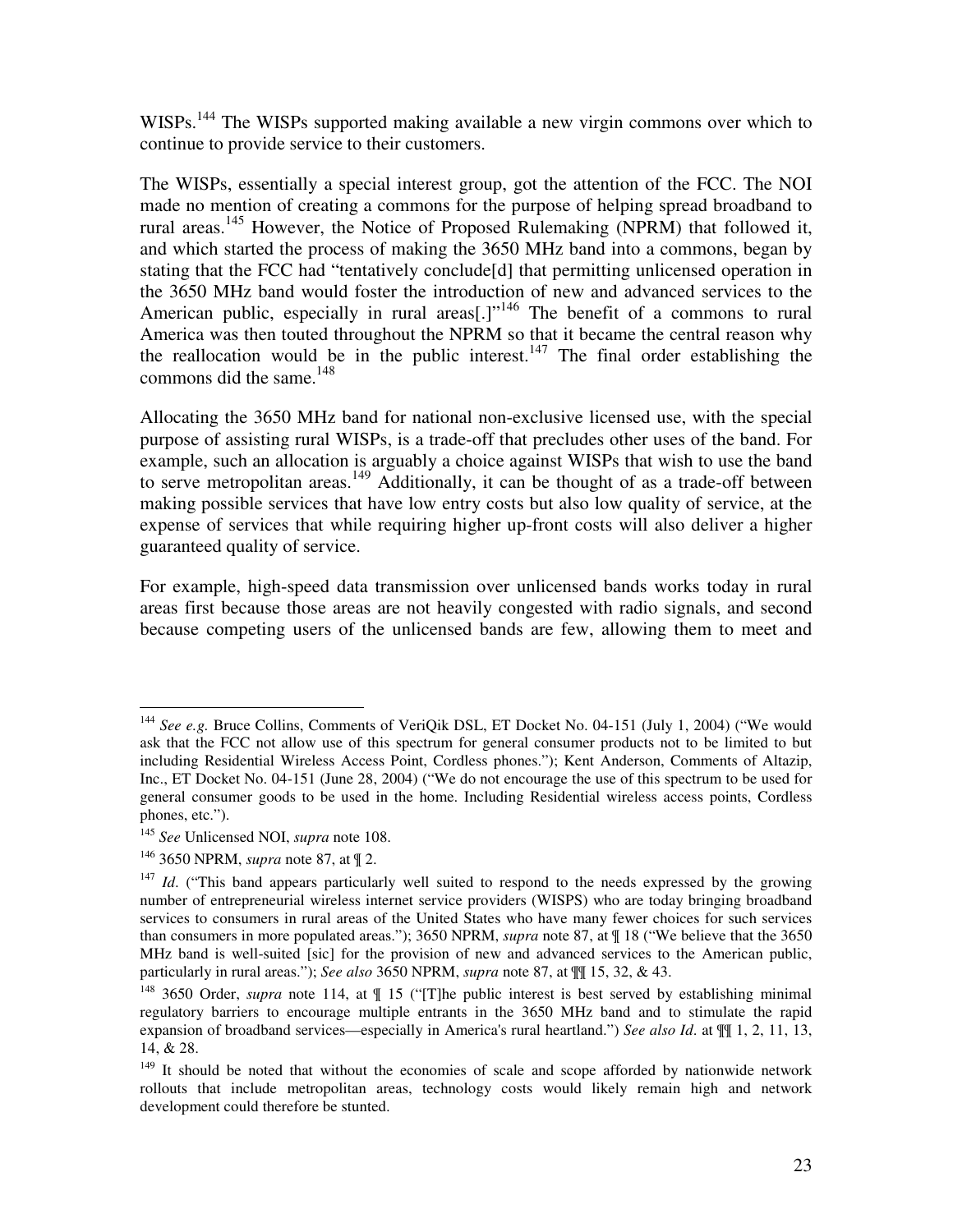WISPs.[144] The WISPs supported making available a new virgin commons over which to continue to provide service to their customers.

The WISPs, essentially a special interest group, got the attention of the FCC. The NOI made no mention of creating a commons for the purpose of helping spread broadband to rural areas.[145] However, the Notice of Proposed Rulemaking (NPRM) that followed it, and which started the process of making the 3650 MHz band into a commons, began by stating that the FCC had "tentatively conclude[d] that permitting unlicensed operation in the 3650 MHz band would foster the introduction of new and advanced services to the American public, especially in rural areas[.]"[146] The benefit of a commons to rural America was then touted throughout the NPRM so that it became the central reason why the reallocation would be in the public interest.[147] The final order establishing the commons did the same.[148]

Allocating the 3650 MHz band for national non-exclusive licensed use, with the special purpose of assisting rural WISPs, is a trade-off that precludes other uses of the band. For example, such an allocation is arguably a choice against WISPs that wish to use the band to serve metropolitan areas.[149] Additionally, it can be thought of as a trade-off between making possible services that have low entry costs but also low quality of service, at the expense of services that while requiring higher up-front costs will also deliver a higher guaranteed quality of service.

For example, high-speed data transmission over unlicensed bands works today in rural areas first because those areas are not heavily congested with radio signals, and second because competing users of the unlicensed bands are few, allowing them to meet and

---

[144] *See e.g.* Bruce Collins, Comments of VeriQik DSL, ET Docket No. 04-151 (July 1, 2004) ("We would ask that the FCC not allow use of this spectrum for general consumer products not to be limited to but including Residential Wireless Access Point, Cordless phones."); Kent Anderson, Comments of Altazip, Inc., ET Docket No. 04-151 (June 28, 2004) ("We do not encourage the use of this spectrum to be used for general consumer goods to be used in the home. Including Residential wireless access points, Cordless phones, etc.").

[145] *See* Unlicensed NOI, *supra* note 108.

[146] 3650 NPRM, *supra* note 87, at ¶ 2.

[147] *Id*. ("This band appears particularly well suited to respond to the needs expressed by the growing number of entrepreneurial wireless internet service providers (WISPS) who are today bringing broadband services to consumers in rural areas of the United States who have many fewer choices for such services than consumers in more populated areas."); 3650 NPRM, *supra* note 87, at ¶ 18 ("We believe that the 3650 MHz band is well-suited [sic] for the provision of new and advanced services to the American public, particularly in rural areas."); *See also* 3650 NPRM, *supra* note 87, at ¶¶ 15, 32, & 43.

[148] 3650 Order, *supra* note 114, at ¶ 15 ("[T]he public interest is best served by establishing minimal regulatory barriers to encourage multiple entrants in the 3650 MHz band and to stimulate the rapid expansion of broadband services—especially in America's rural heartland.") *See also Id*. at ¶¶ 1, 2, 11, 13, 14, & 28.

[149] It should be noted that without the economies of scale and scope afforded by nationwide network rollouts that include metropolitan areas, technology costs would likely remain high and network development could therefore be stunted.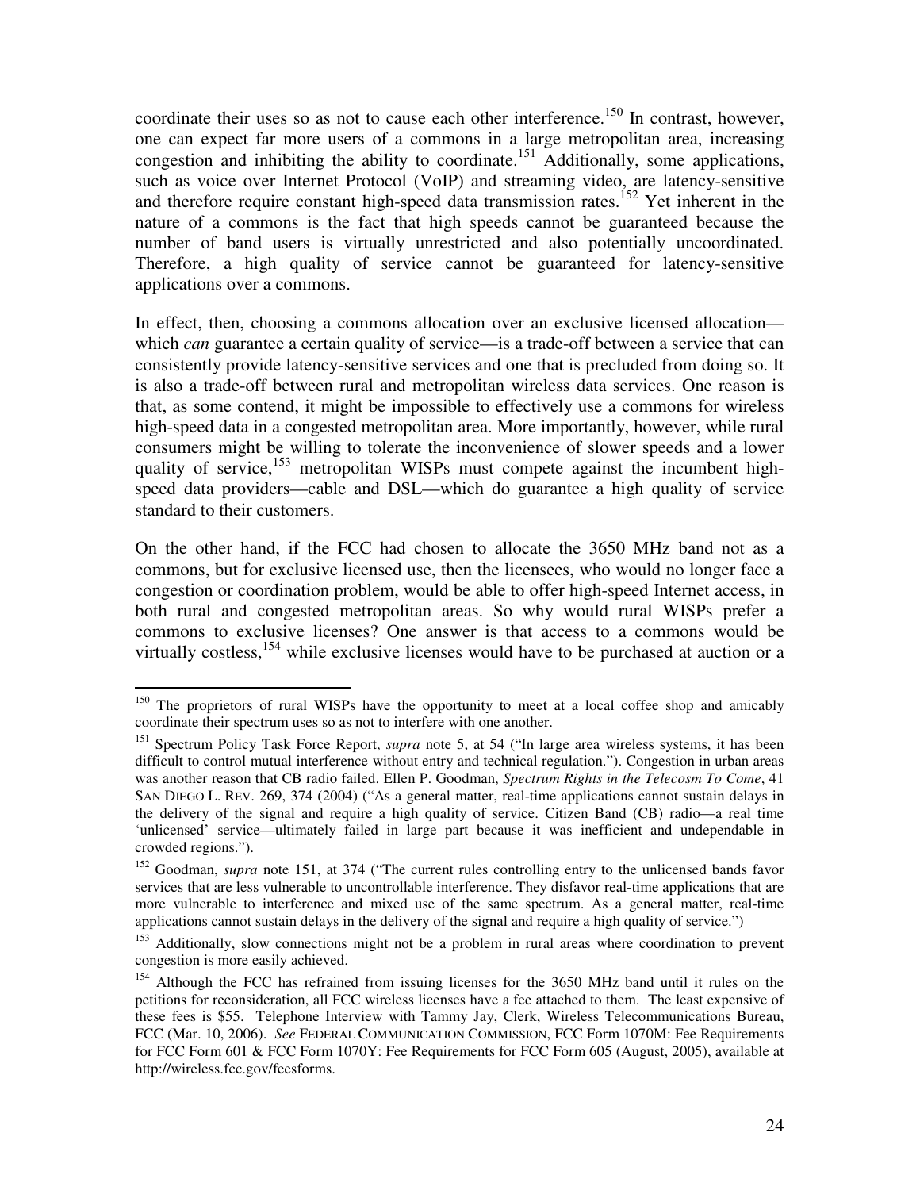coordinate their uses so as not to cause each other interference.[150] In contrast, however, one can expect far more users of a commons in a large metropolitan area, increasing congestion and inhibiting the ability to coordinate.[151] Additionally, some applications, such as voice over Internet Protocol (VoIP) and streaming video, are latency-sensitive and therefore require constant high-speed data transmission rates.[152] Yet inherent in the nature of a commons is the fact that high speeds cannot be guaranteed because the number of band users is virtually unrestricted and also potentially uncoordinated. Therefore, a high quality of service cannot be guaranteed for latency-sensitive applications over a commons.

In effect, then, choosing a commons allocation over an exclusive licensed allocation—which *can* guarantee a certain quality of service—is a trade-off between a service that can consistently provide latency-sensitive services and one that is precluded from doing so. It is also a trade-off between rural and metropolitan wireless data services. One reason is that, as some contend, it might be impossible to effectively use a commons for wireless high-speed data in a congested metropolitan area. More importantly, however, while rural consumers might be willing to tolerate the inconvenience of slower speeds and a lower quality of service,[153] metropolitan WISPs must compete against the incumbent high-speed data providers—cable and DSL—which do guarantee a high quality of service standard to their customers.

On the other hand, if the FCC had chosen to allocate the 3650 MHz band not as a commons, but for exclusive licensed use, then the licensees, who would no longer face a congestion or coordination problem, would be able to offer high-speed Internet access, in both rural and congested metropolitan areas. So why would rural WISPs prefer a commons to exclusive licenses? One answer is that access to a commons would be virtually costless,[154] while exclusive licenses would have to be purchased at auction or a

---

[150] The proprietors of rural WISPs have the opportunity to meet at a local coffee shop and amicably coordinate their spectrum uses so as not to interfere with one another.

[151] Spectrum Policy Task Force Report, *supra* note 5, at 54 ("In large area wireless systems, it has been difficult to control mutual interference without entry and technical regulation."). Congestion in urban areas was another reason that CB radio failed. Ellen P. Goodman, *Spectrum Rights in the Telecosm To Come*, 41 SAN DIEGO L. REV. 269, 374 (2004) ("As a general matter, real-time applications cannot sustain delays in the delivery of the signal and require a high quality of service. Citizen Band (CB) radio—a real time 'unlicensed' service—ultimately failed in large part because it was inefficient and undependable in crowded regions.").

[152] Goodman, *supra* note 151, at 374 ("The current rules controlling entry to the unlicensed bands favor services that are less vulnerable to uncontrollable interference. They disfavor real-time applications that are more vulnerable to interference and mixed use of the same spectrum. As a general matter, real-time applications cannot sustain delays in the delivery of the signal and require a high quality of service.")

[153] Additionally, slow connections might not be a problem in rural areas where coordination to prevent congestion is more easily achieved.

[154] Although the FCC has refrained from issuing licenses for the 3650 MHz band until it rules on the petitions for reconsideration, all FCC wireless licenses have a fee attached to them. The least expensive of these fees is $55. Telephone Interview with Tammy Jay, Clerk, Wireless Telecommunications Bureau, FCC (Mar. 10, 2006). *See* FEDERAL COMMUNICATION COMMISSION, FCC Form 1070M: Fee Requirements for FCC Form 601 & FCC Form 1070Y: Fee Requirements for FCC Form 605 (August, 2005), available at http://wireless.fcc.gov/feesforms.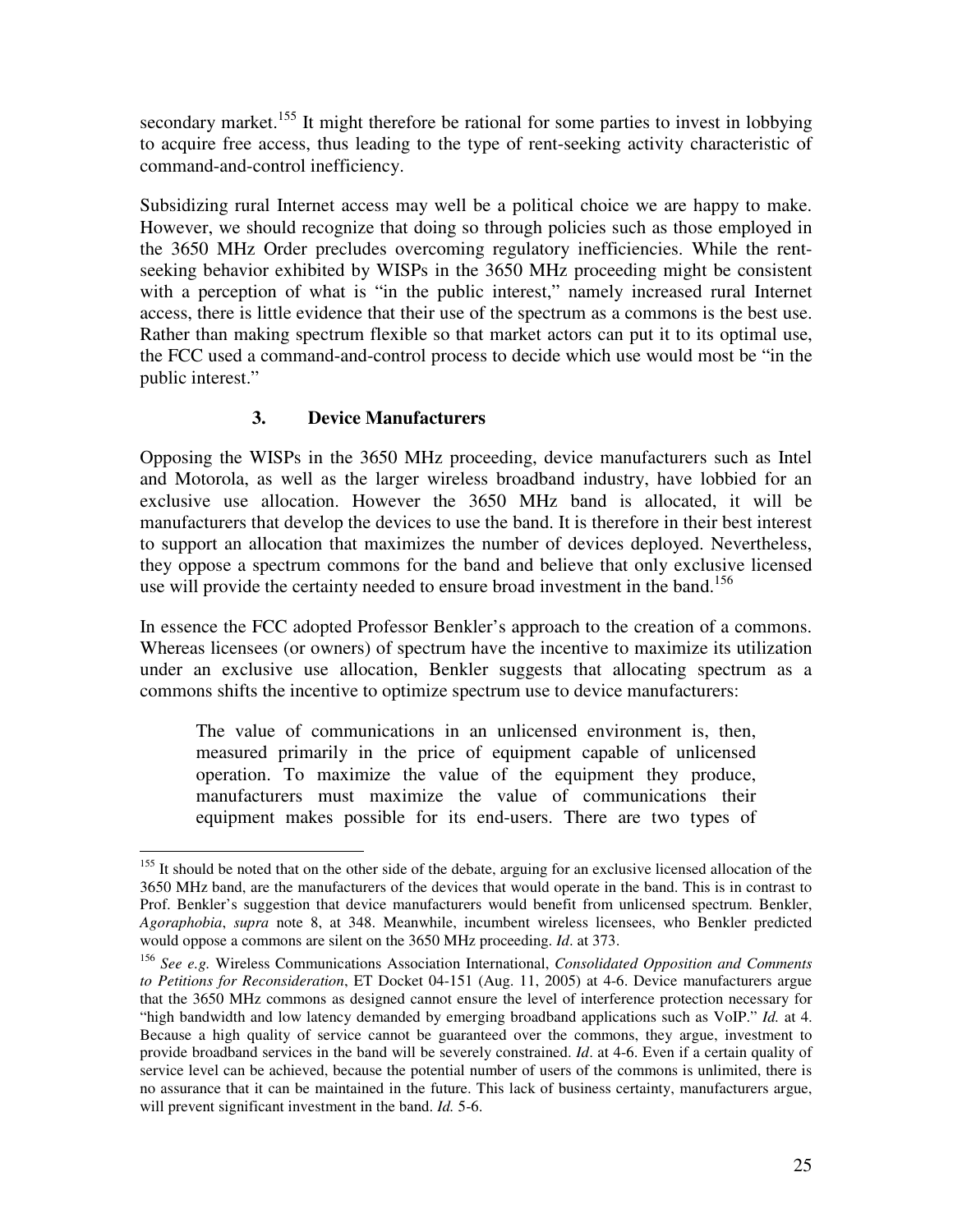secondary market.[155] It might therefore be rational for some parties to invest in lobbying to acquire free access, thus leading to the type of rent-seeking activity characteristic of command-and-control inefficiency.

Subsidizing rural Internet access may well be a political choice we are happy to make. However, we should recognize that doing so through policies such as those employed in the 3650 MHz Order precludes overcoming regulatory inefficiencies. While the rent-seeking behavior exhibited by WISPs in the 3650 MHz proceeding might be consistent with a perception of what is "in the public interest," namely increased rural Internet access, there is little evidence that their use of the spectrum as a commons is the best use. Rather than making spectrum flexible so that market actors can put it to its optimal use, the FCC used a command-and-control process to decide which use would most be "in the public interest."

### 3. Device Manufacturers

Opposing the WISPs in the 3650 MHz proceeding, device manufacturers such as Intel and Motorola, as well as the larger wireless broadband industry, have lobbied for an exclusive use allocation. However the 3650 MHz band is allocated, it will be manufacturers that develop the devices to use the band. It is therefore in their best interest to support an allocation that maximizes the number of devices deployed. Nevertheless, they oppose a spectrum commons for the band and believe that only exclusive licensed use will provide the certainty needed to ensure broad investment in the band.[156]

In essence the FCC adopted Professor Benkler's approach to the creation of a commons. Whereas licensees (or owners) of spectrum have the incentive to maximize its utilization under an exclusive use allocation, Benkler suggests that allocating spectrum as a commons shifts the incentive to optimize spectrum use to device manufacturers:

> The value of communications in an unlicensed environment is, then, measured primarily in the price of equipment capable of unlicensed operation. To maximize the value of the equipment they produce, manufacturers must maximize the value of communications their equipment makes possible for its end-users. There are two types of

---

[155] It should be noted that on the other side of the debate, arguing for an exclusive licensed allocation of the 3650 MHz band, are the manufacturers of the devices that would operate in the band. This is in contrast to Prof. Benkler's suggestion that device manufacturers would benefit from unlicensed spectrum. Benkler, *Agoraphobia*, *supra* note 8, at 348. Meanwhile, incumbent wireless licensees, who Benkler predicted would oppose a commons are silent on the 3650 MHz proceeding. *Id*. at 373.

[156] *See e.g.* Wireless Communications Association International, *Consolidated Opposition and Comments to Petitions for Reconsideration*, ET Docket 04-151 (Aug. 11, 2005) at 4-6. Device manufacturers argue that the 3650 MHz commons as designed cannot ensure the level of interference protection necessary for "high bandwidth and low latency demanded by emerging broadband applications such as VoIP." *Id.* at 4. Because a high quality of service cannot be guaranteed over the commons, they argue, investment to provide broadband services in the band will be severely constrained. *Id*. at 4-6. Even if a certain quality of service level can be achieved, because the potential number of users of the commons is unlimited, there is no assurance that it can be maintained in the future. This lack of business certainty, manufacturers argue, will prevent significant investment in the band. *Id.* 5-6.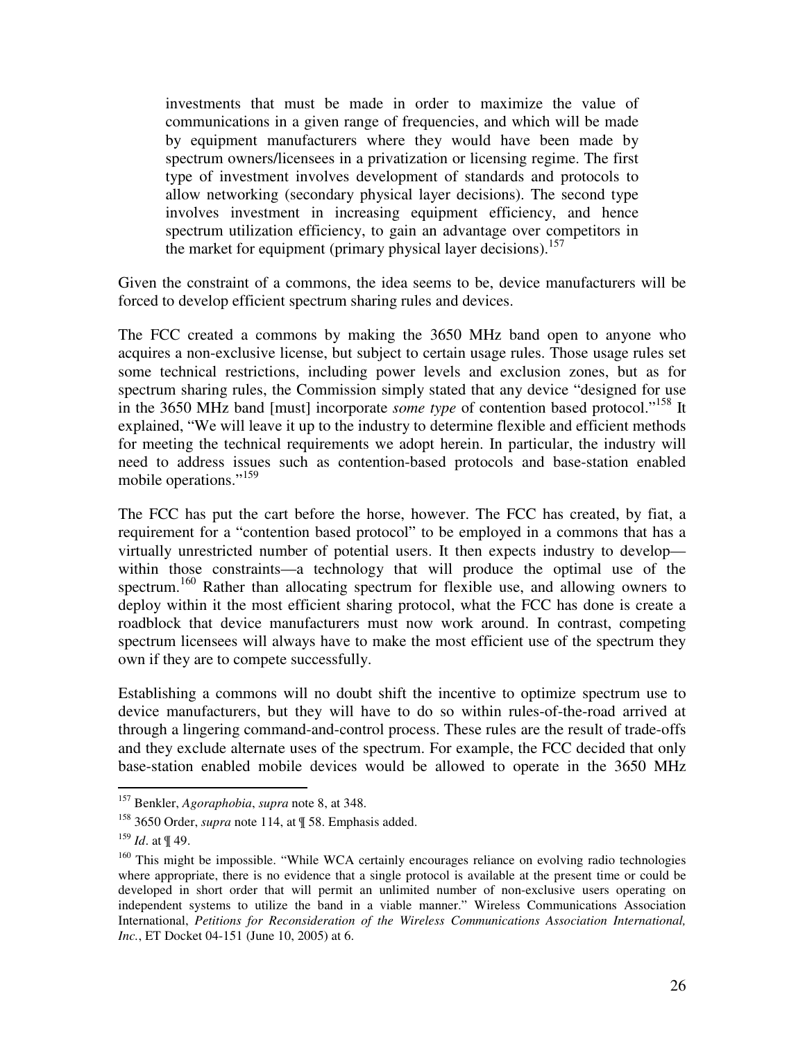> investments that must be made in order to maximize the value of communications in a given range of frequencies, and which will be made by equipment manufacturers where they would have been made by spectrum owners/licensees in a privatization or licensing regime. The first type of investment involves development of standards and protocols to allow networking (secondary physical layer decisions). The second type involves investment in increasing equipment efficiency, and hence spectrum utilization efficiency, to gain an advantage over competitors in the market for equipment (primary physical layer decisions).[157]

Given the constraint of a commons, the idea seems to be, device manufacturers will be forced to develop efficient spectrum sharing rules and devices.

The FCC created a commons by making the 3650 MHz band open to anyone who acquires a non-exclusive license, but subject to certain usage rules. Those usage rules set some technical restrictions, including power levels and exclusion zones, but as for spectrum sharing rules, the Commission simply stated that any device "designed for use in the 3650 MHz band [must] incorporate *some type* of contention based protocol."[158] It explained, "We will leave it up to the industry to determine flexible and efficient methods for meeting the technical requirements we adopt herein. In particular, the industry will need to address issues such as contention-based protocols and base-station enabled mobile operations."[159]

The FCC has put the cart before the horse, however. The FCC has created, by fiat, a requirement for a "contention based protocol" to be employed in a commons that has a virtually unrestricted number of potential users. It then expects industry to develop—within those constraints—a technology that will produce the optimal use of the spectrum.[160] Rather than allocating spectrum for flexible use, and allowing owners to deploy within it the most efficient sharing protocol, what the FCC has done is create a roadblock that device manufacturers must now work around. In contrast, competing spectrum licensees will always have to make the most efficient use of the spectrum they own if they are to compete successfully.

Establishing a commons will no doubt shift the incentive to optimize spectrum use to device manufacturers, but they will have to do so within rules-of-the-road arrived at through a lingering command-and-control process. These rules are the result of trade-offs and they exclude alternate uses of the spectrum. For example, the FCC decided that only base-station enabled mobile devices would be allowed to operate in the 3650 MHz

---

[157] Benkler, *Agoraphobia*, *supra* note 8, at 348.

[158] 3650 Order, *supra* note 114, at ¶ 58. Emphasis added.

[159] *Id*. at ¶ 49.

[160] This might be impossible. "While WCA certainly encourages reliance on evolving radio technologies where appropriate, there is no evidence that a single protocol is available at the present time or could be developed in short order that will permit an unlimited number of non-exclusive users operating on independent systems to utilize the band in a viable manner." Wireless Communications Association International, *Petitions for Reconsideration of the Wireless Communications Association International, Inc.*, ET Docket 04-151 (June 10, 2005) at 6.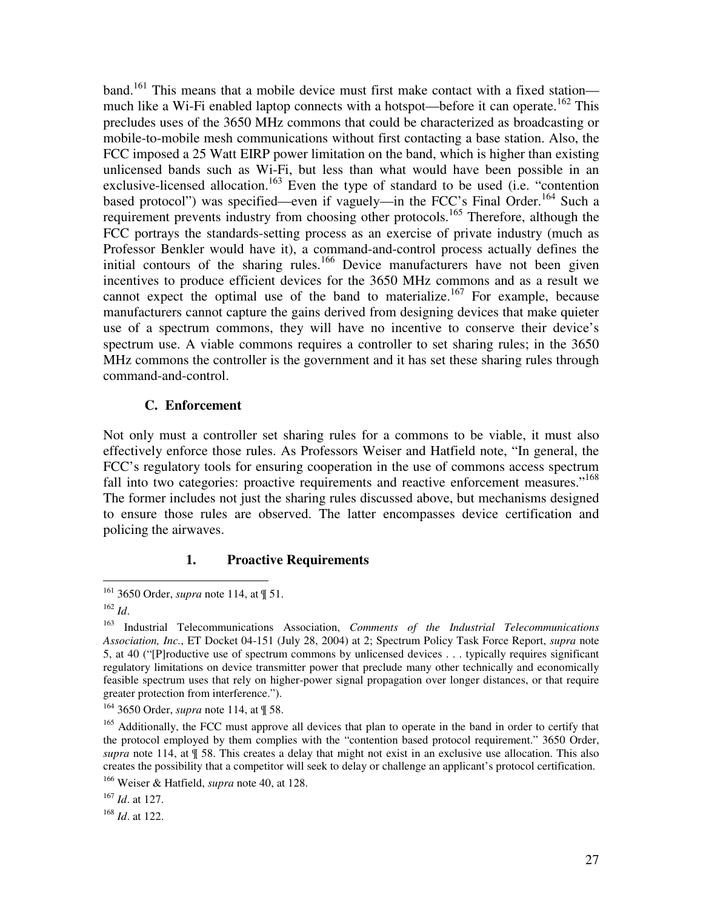band.[161] This means that a mobile device must first make contact with a fixed station—much like a Wi-Fi enabled laptop connects with a hotspot—before it can operate.[162] This precludes uses of the 3650 MHz commons that could be characterized as broadcasting or mobile-to-mobile mesh communications without first contacting a base station. Also, the FCC imposed a 25 Watt EIRP power limitation on the band, which is higher than existing unlicensed bands such as Wi-Fi, but less than what would have been possible in an exclusive-licensed allocation.[163] Even the type of standard to be used (i.e. "contention based protocol") was specified—even if vaguely—in the FCC's Final Order.[164] Such a requirement prevents industry from choosing other protocols.[165] Therefore, although the FCC portrays the standards-setting process as an exercise of private industry (much as Professor Benkler would have it), a command-and-control process actually defines the initial contours of the sharing rules.[166] Device manufacturers have not been given incentives to produce efficient devices for the 3650 MHz commons and as a result we cannot expect the optimal use of the band to materialize.[167] For example, because manufacturers cannot capture the gains derived from designing devices that make quieter use of a spectrum commons, they will have no incentive to conserve their device's spectrum use. A viable commons requires a controller to set sharing rules; in the 3650 MHz commons the controller is the government and it has set these sharing rules through command-and-control.

### C. Enforcement

Not only must a controller set sharing rules for a commons to be viable, it must also effectively enforce those rules. As Professors Weiser and Hatfield note, "In general, the FCC's regulatory tools for ensuring cooperation in the use of commons access spectrum fall into two categories: proactive requirements and reactive enforcement measures."[168] The former includes not just the sharing rules discussed above, but mechanisms designed to ensure those rules are observed. The latter encompasses device certification and policing the airwaves.

#### 1. Proactive Requirements

---

[161] 3650 Order, *supra* note 114, at ¶ 51.

[162] *Id*.

[163] Industrial Telecommunications Association, *Comments of the Industrial Telecommunications Association, Inc.*, ET Docket 04-151 (July 28, 2004) at 2; Spectrum Policy Task Force Report, *supra* note 5, at 40 ("[P]roductive use of spectrum commons by unlicensed devices . . . typically requires significant regulatory limitations on device transmitter power that preclude many other technically and economically feasible spectrum uses that rely on higher-power signal propagation over longer distances, or that require greater protection from interference.").

[164] 3650 Order, *supra* note 114, at ¶ 58.

[165] Additionally, the FCC must approve all devices that plan to operate in the band in order to certify that the protocol employed by them complies with the "contention based protocol requirement." 3650 Order, *supra* note 114, at ¶ 58. This creates a delay that might not exist in an exclusive use allocation. This also creates the possibility that a competitor will seek to delay or challenge an applicant's protocol certification.

[166] Weiser & Hatfield, *supra* note 40, at 128.

[167] *Id*. at 127.

[168] *Id*. at 122.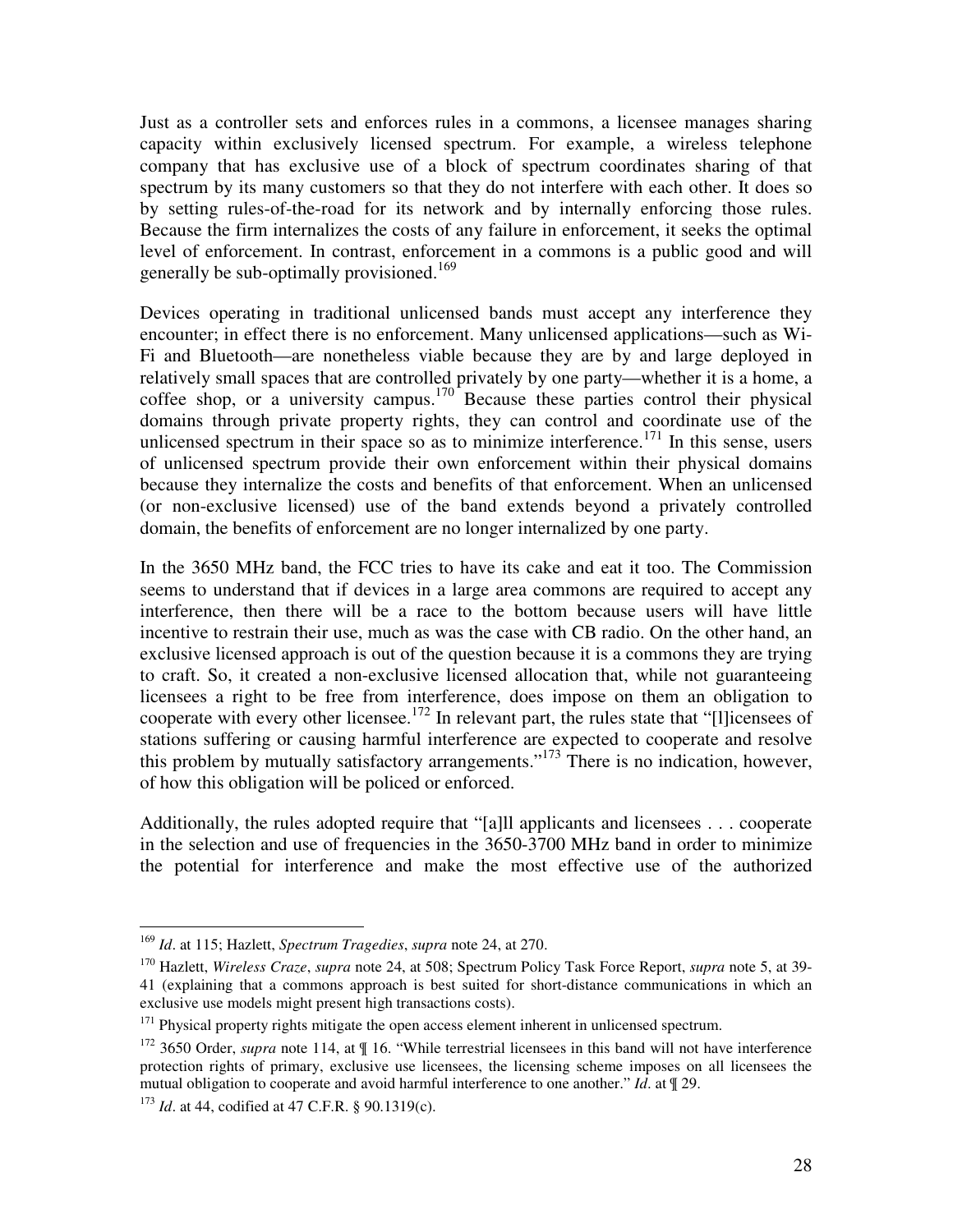Just as a controller sets and enforces rules in a commons, a licensee manages sharing capacity within exclusively licensed spectrum. For example, a wireless telephone company that has exclusive use of a block of spectrum coordinates sharing of that spectrum by its many customers so that they do not interfere with each other. It does so by setting rules-of-the-road for its network and by internally enforcing those rules. Because the firm internalizes the costs of any failure in enforcement, it seeks the optimal level of enforcement. In contrast, enforcement in a commons is a public good and will generally be sub-optimally provisioned.[169]

Devices operating in traditional unlicensed bands must accept any interference they encounter; in effect there is no enforcement. Many unlicensed applications—such as Wi-Fi and Bluetooth—are nonetheless viable because they are by and large deployed in relatively small spaces that are controlled privately by one party—whether it is a home, a coffee shop, or a university campus.[170] Because these parties control their physical domains through private property rights, they can control and coordinate use of the unlicensed spectrum in their space so as to minimize interference.[171] In this sense, users of unlicensed spectrum provide their own enforcement within their physical domains because they internalize the costs and benefits of that enforcement. When an unlicensed (or non-exclusive licensed) use of the band extends beyond a privately controlled domain, the benefits of enforcement are no longer internalized by one party.

In the 3650 MHz band, the FCC tries to have its cake and eat it too. The Commission seems to understand that if devices in a large area commons are required to accept any interference, then there will be a race to the bottom because users will have little incentive to restrain their use, much as was the case with CB radio. On the other hand, an exclusive licensed approach is out of the question because it is a commons they are trying to craft. So, it created a non-exclusive licensed allocation that, while not guaranteeing licensees a right to be free from interference, does impose on them an obligation to cooperate with every other licensee.[172] In relevant part, the rules state that "[l]icensees of stations suffering or causing harmful interference are expected to cooperate and resolve this problem by mutually satisfactory arrangements."[173] There is no indication, however, of how this obligation will be policed or enforced.

Additionally, the rules adopted require that "[a]ll applicants and licensees . . . cooperate in the selection and use of frequencies in the 3650-3700 MHz band in order to minimize the potential for interference and make the most effective use of the authorized

---

[169] *Id*. at 115; Hazlett, *Spectrum Tragedies*, *supra* note 24, at 270.

[170] Hazlett, *Wireless Craze*, *supra* note 24, at 508; Spectrum Policy Task Force Report, *supra* note 5, at 39-41 (explaining that a commons approach is best suited for short-distance communications in which an exclusive use models might present high transactions costs).

[171] Physical property rights mitigate the open access element inherent in unlicensed spectrum.

[172] 3650 Order, *supra* note 114, at ¶ 16. "While terrestrial licensees in this band will not have interference protection rights of primary, exclusive use licensees, the licensing scheme imposes on all licensees the mutual obligation to cooperate and avoid harmful interference to one another." *Id*. at ¶ 29.

[173] *Id*. at 44, codified at 47 C.F.R. § 90.1319(c).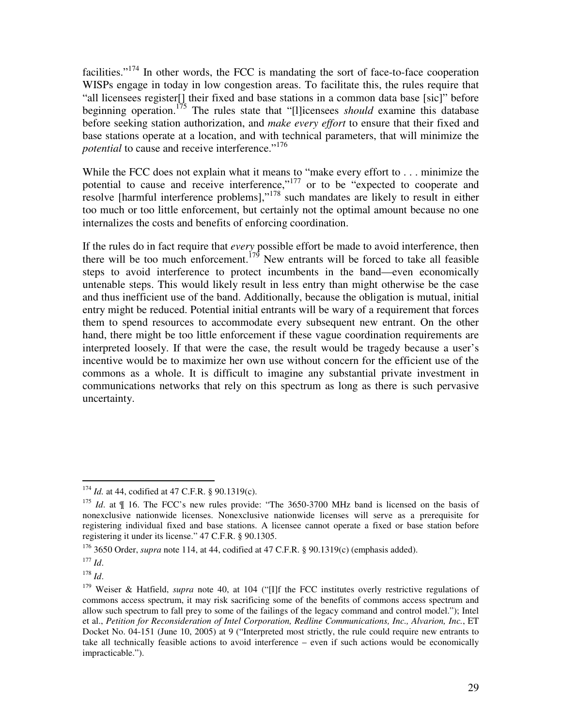facilities."[174] In other words, the FCC is mandating the sort of face-to-face cooperation WISPs engage in today in low congestion areas. To facilitate this, the rules require that "all licensees register[] their fixed and base stations in a common data base [sic]" before beginning operation.[175] The rules state that "[l]icensees *should* examine this database before seeking station authorization, and *make every effort* to ensure that their fixed and base stations operate at a location, and with technical parameters, that will minimize the *potential* to cause and receive interference."[176]

While the FCC does not explain what it means to "make every effort to . . . minimize the potential to cause and receive interference,"[177] or to be "expected to cooperate and resolve [harmful interference problems],"[178] such mandates are likely to result in either too much or too little enforcement, but certainly not the optimal amount because no one internalizes the costs and benefits of enforcing coordination.

If the rules do in fact require that *every* possible effort be made to avoid interference, then there will be too much enforcement.[179] New entrants will be forced to take all feasible steps to avoid interference to protect incumbents in the band—even economically untenable steps. This would likely result in less entry than might otherwise be the case and thus inefficient use of the band. Additionally, because the obligation is mutual, initial entry might be reduced. Potential initial entrants will be wary of a requirement that forces them to spend resources to accommodate every subsequent new entrant. On the other hand, there might be too little enforcement if these vague coordination requirements are interpreted loosely. If that were the case, the result would be tragedy because a user's incentive would be to maximize her own use without concern for the efficient use of the commons as a whole. It is difficult to imagine any substantial private investment in communications networks that rely on this spectrum as long as there is such pervasive uncertainty.

---

[174] *Id.* at 44, codified at 47 C.F.R. § 90.1319(c).

[175] *Id*. at ¶ 16. The FCC's new rules provide: "The 3650-3700 MHz band is licensed on the basis of nonexclusive nationwide licenses. Nonexclusive nationwide licenses will serve as a prerequisite for registering individual fixed and base stations. A licensee cannot operate a fixed or base station before registering it under its license." 47 C.F.R. § 90.1305.

[176] 3650 Order, *supra* note 114, at 44, codified at 47 C.F.R. § 90.1319(c) (emphasis added).

[177] *Id*.

[178] *Id*.

[179] Weiser & Hatfield, *supra* note 40, at 104 ("[I]f the FCC institutes overly restrictive regulations of commons access spectrum, it may risk sacrificing some of the benefits of commons access spectrum and allow such spectrum to fall prey to some of the failings of the legacy command and control model."); Intel et al., *Petition for Reconsideration of Intel Corporation, Redline Communications, Inc., Alvarion, Inc.*, ET Docket No. 04-151 (June 10, 2005) at 9 ("Interpreted most strictly, the rule could require new entrants to take all technically feasible actions to avoid interference – even if such actions would be economically impracticable.").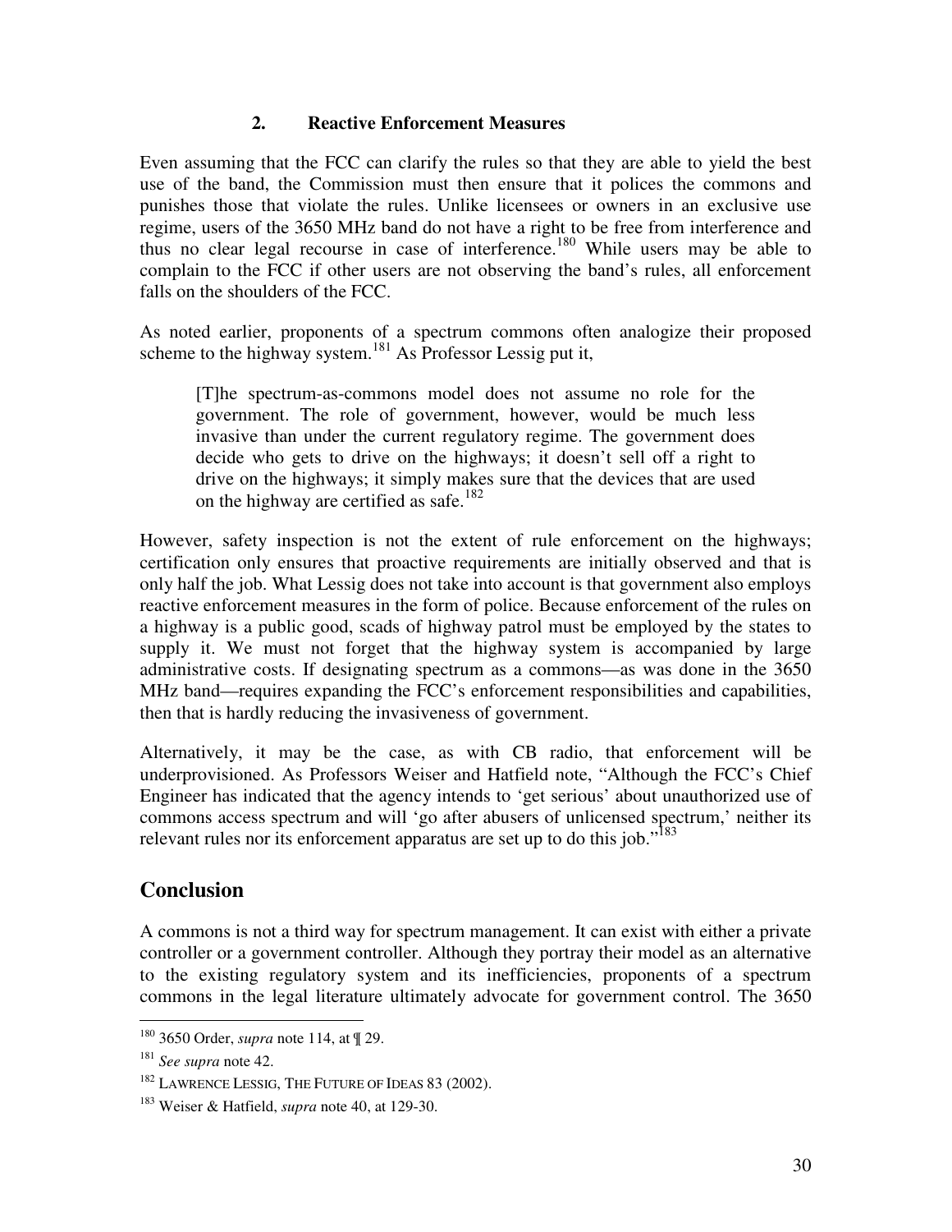### 2. Reactive Enforcement Measures

Even assuming that the FCC can clarify the rules so that they are able to yield the best use of the band, the Commission must then ensure that it polices the commons and punishes those that violate the rules. Unlike licensees or owners in an exclusive use regime, users of the 3650 MHz band do not have a right to be free from interference and thus no clear legal recourse in case of interference.[180] While users may be able to complain to the FCC if other users are not observing the band's rules, all enforcement falls on the shoulders of the FCC.

As noted earlier, proponents of a spectrum commons often analogize their proposed scheme to the highway system.[181] As Professor Lessig put it,

> [T]he spectrum-as-commons model does not assume no role for the government. The role of government, however, would be much less invasive than under the current regulatory regime. The government does decide who gets to drive on the highways; it doesn't sell off a right to drive on the highways; it simply makes sure that the devices that are used on the highway are certified as safe.[182]

However, safety inspection is not the extent of rule enforcement on the highways; certification only ensures that proactive requirements are initially observed and that is only half the job. What Lessig does not take into account is that government also employs reactive enforcement measures in the form of police. Because enforcement of the rules on a highway is a public good, scads of highway patrol must be employed by the states to supply it. We must not forget that the highway system is accompanied by large administrative costs. If designating spectrum as a commons—as was done in the 3650 MHz band—requires expanding the FCC's enforcement responsibilities and capabilities, then that is hardly reducing the invasiveness of government.

Alternatively, it may be the case, as with CB radio, that enforcement will be underprovisioned. As Professors Weiser and Hatfield note, "Although the FCC's Chief Engineer has indicated that the agency intends to 'get serious' about unauthorized use of commons access spectrum and will 'go after abusers of unlicensed spectrum,' neither its relevant rules nor its enforcement apparatus are set up to do this job."[183]

## Conclusion

A commons is not a third way for spectrum management. It can exist with either a private controller or a government controller. Although they portray their model as an alternative to the existing regulatory system and its inefficiencies, proponents of a spectrum commons in the legal literature ultimately advocate for government control. The 3650

---

[180] 3650 Order, *supra* note 114, at ¶ 29.

[181] *See supra* note 42.

[182] LAWRENCE LESSIG, THE FUTURE OF IDEAS 83 (2002).

[183] Weiser & Hatfield, *supra* note 40, at 129-30.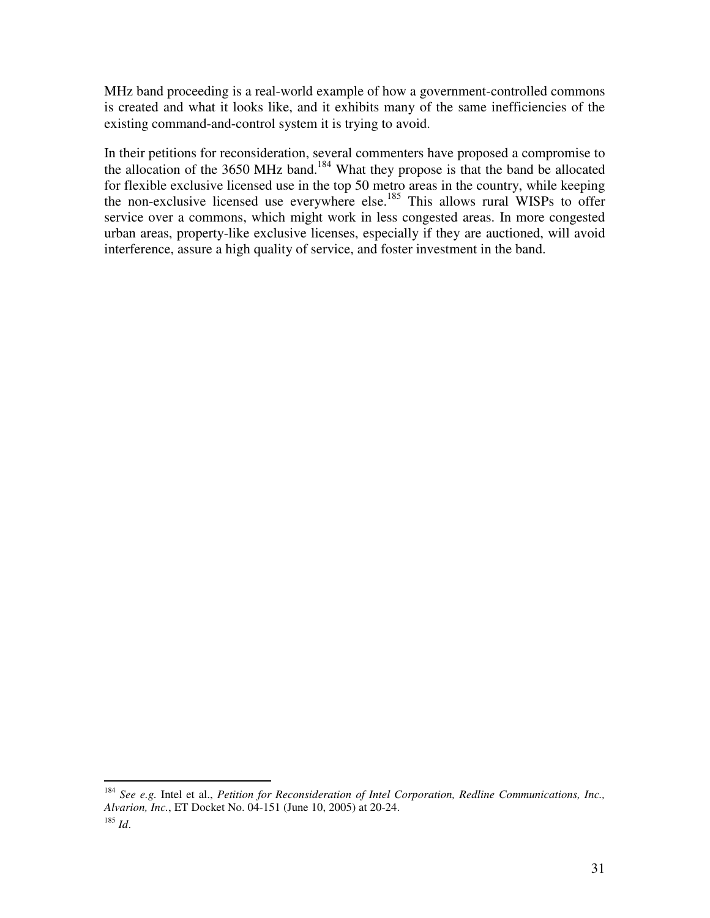MHz band proceeding is a real-world example of how a government-controlled commons is created and what it looks like, and it exhibits many of the same inefficiencies of the existing command-and-control system it is trying to avoid.

In their petitions for reconsideration, several commenters have proposed a compromise to the allocation of the 3650 MHz band.[184] What they propose is that the band be allocated for flexible exclusive licensed use in the top 50 metro areas in the country, while keeping the non-exclusive licensed use everywhere else.[185] This allows rural WISPs to offer service over a commons, which might work in less congested areas. In more congested urban areas, property-like exclusive licenses, especially if they are auctioned, will avoid interference, assure a high quality of service, and foster investment in the band.

---

[184] *See e.g.* Intel et al., *Petition for Reconsideration of Intel Corporation, Redline Communications, Inc., Alvarion, Inc.*, ET Docket No. 04-151 (June 10, 2005) at 20-24.

[185] *Id*.